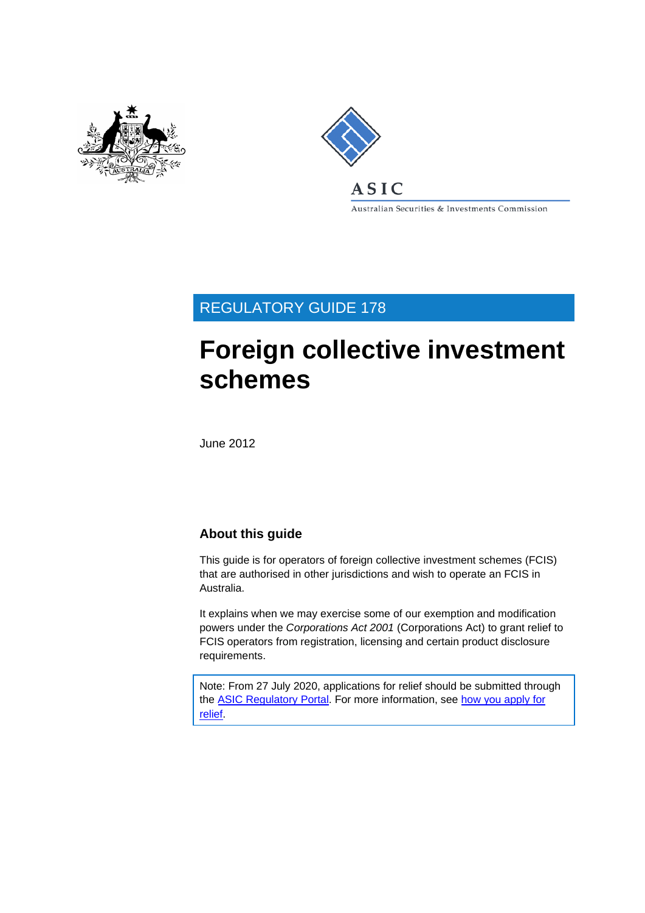REGULATORY GUIDE 178

# Foreign collective investment schemes

June 2012

## About this guide

This guide is for operators of foreign collective investment schemes (FCIS) that are authorised in other jurisdictions and wish to operate an FCIS in Australia.

It explains when we may exercise some of our exemption and modification powers under the *Corporations Act 2001* (Corporations Act) to grant relief to FCIS operators from registration, licensing and certain product disclosure requirements.

Note: From 27 July 2020, applications for relief should be submitted through the ASIC Regulatory Portal. For more information, see how you apply for relief.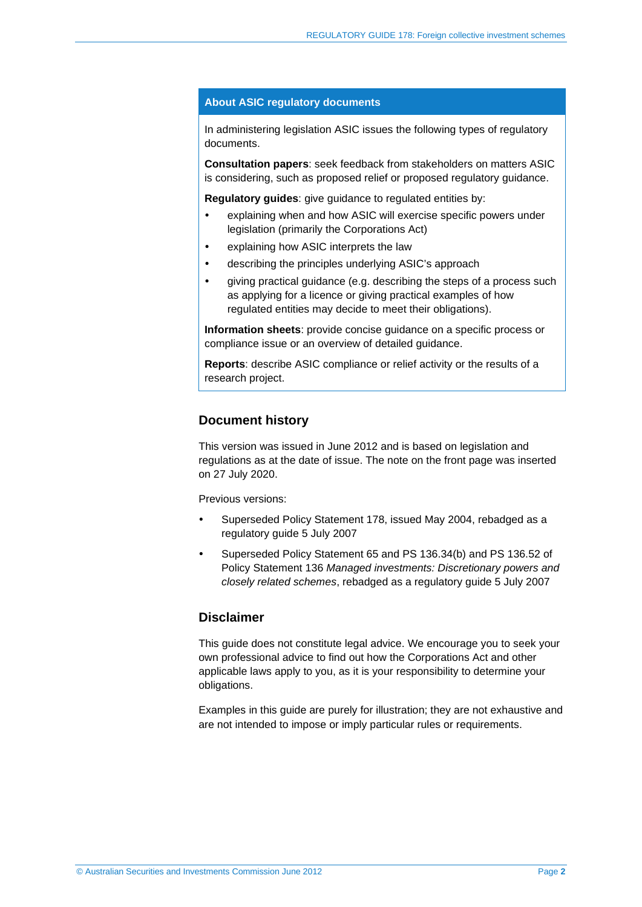## About ASIC regulatory documents

In administering legislation ASIC issues the following types of regulatory documents.

**Consultation papers**: seek feedback from stakeholders on matters ASIC is considering, such as proposed relief or proposed regulatory guidance.

**Regulatory guides**: give guidance to regulated entities by:

- explaining when and how ASIC will exercise specific powers under legislation (primarily the Corporations Act)
- explaining how ASIC interprets the law
- describing the principles underlying ASIC's approach
- giving practical guidance (e.g. describing the steps of a process such as applying for a licence or giving practical examples of how regulated entities may decide to meet their obligations).

**Information sheets**: provide concise guidance on a specific process or compliance issue or an overview of detailed guidance.

**Reports**: describe ASIC compliance or relief activity or the results of a research project.

## Document history

This version was issued in June 2012 and is based on legislation and regulations as at the date of issue. The note on the front page was inserted on 27 July 2020.

Previous versions:

- Superseded Policy Statement 178, issued May 2004, rebadged as a regulatory guide 5 July 2007
- Superseded Policy Statement 65 and PS 136.34(b) and PS 136.52 of Policy Statement 136 *Managed investments: Discretionary powers and closely related schemes*, rebadged as a regulatory guide 5 July 2007

## Disclaimer

This guide does not constitute legal advice. We encourage you to seek your own professional advice to find out how the Corporations Act and other applicable laws apply to you, as it is your responsibility to determine your obligations.

Examples in this guide are purely for illustration; they are not exhaustive and are not intended to impose or imply particular rules or requirements.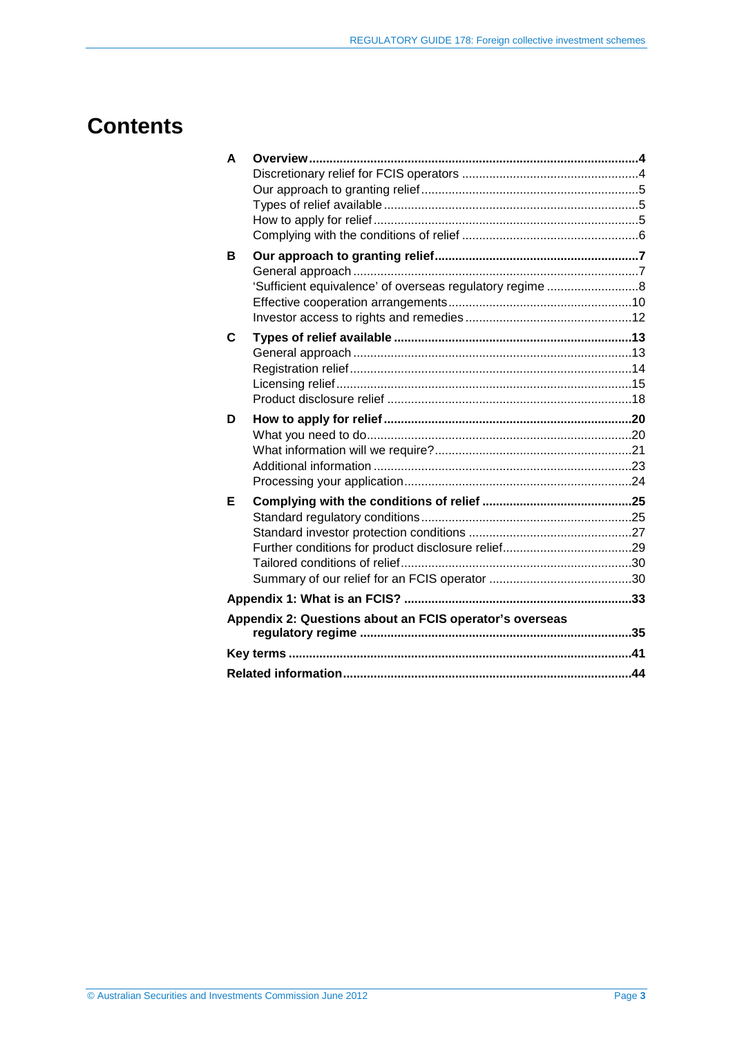# Contents

**A Overview** ... **4**
- Discretionary relief for FCIS operators ... 4
- Our approach to granting relief ... 5
- Types of relief available ... 5
- How to apply for relief ... 5
- Complying with the conditions of relief ... 6

**B Our approach to granting relief** ... **7**
- General approach ... 7
- 'Sufficient equivalence' of overseas regulatory regime ... 8
- Effective cooperation arrangements ... 10
- Investor access to rights and remedies ... 12

**C Types of relief available** ... **13**
- General approach ... 13
- Registration relief ... 14
- Licensing relief ... 15
- Product disclosure relief ... 18

**D How to apply for relief** ... **20**
- What you need to do ... 20
- What information will we require? ... 21
- Additional information ... 23
- Processing your application ... 24

**E Complying with the conditions of relief** ... **25**
- Standard regulatory conditions ... 25
- Standard investor protection conditions ... 27
- Further conditions for product disclosure relief ... 29
- Tailored conditions of relief ... 30
- Summary of our relief for an FCIS operator ... 30

**Appendix 1: What is an FCIS?** ... **33**

**Appendix 2: Questions about an FCIS operator's overseas regulatory regime** ... **35**

**Key terms** ... **41**

**Related information** ... **44**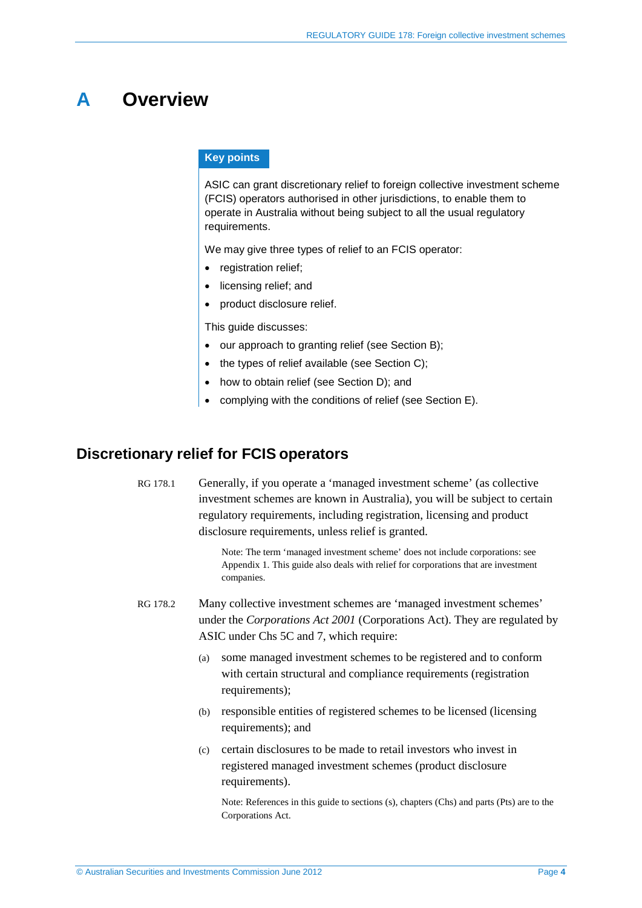# A Overview

**Key points**

ASIC can grant discretionary relief to foreign collective investment scheme (FCIS) operators authorised in other jurisdictions, to enable them to operate in Australia without being subject to all the usual regulatory requirements.

We may give three types of relief to an FCIS operator:

- registration relief;
- licensing relief; and
- product disclosure relief.

This guide discusses:

- our approach to granting relief (see Section B);
- the types of relief available (see Section C);
- how to obtain relief (see Section D); and
- complying with the conditions of relief (see Section E).

## Discretionary relief for FCIS operators

RG 178.1 Generally, if you operate a 'managed investment scheme' (as collective investment schemes are known in Australia), you will be subject to certain regulatory requirements, including registration, licensing and product disclosure requirements, unless relief is granted.

> Note: The term 'managed investment scheme' does not include corporations: see Appendix 1. This guide also deals with relief for corporations that are investment companies.

RG 178.2 Many collective investment schemes are 'managed investment schemes' under the *Corporations Act 2001* (Corporations Act). They are regulated by ASIC under Chs 5C and 7, which require:

(a) some managed investment schemes to be registered and to conform with certain structural and compliance requirements (registration requirements);

(b) responsible entities of registered schemes to be licensed (licensing requirements); and

(c) certain disclosures to be made to retail investors who invest in registered managed investment schemes (product disclosure requirements).

> Note: References in this guide to sections (s), chapters (Chs) and parts (Pts) are to the Corporations Act.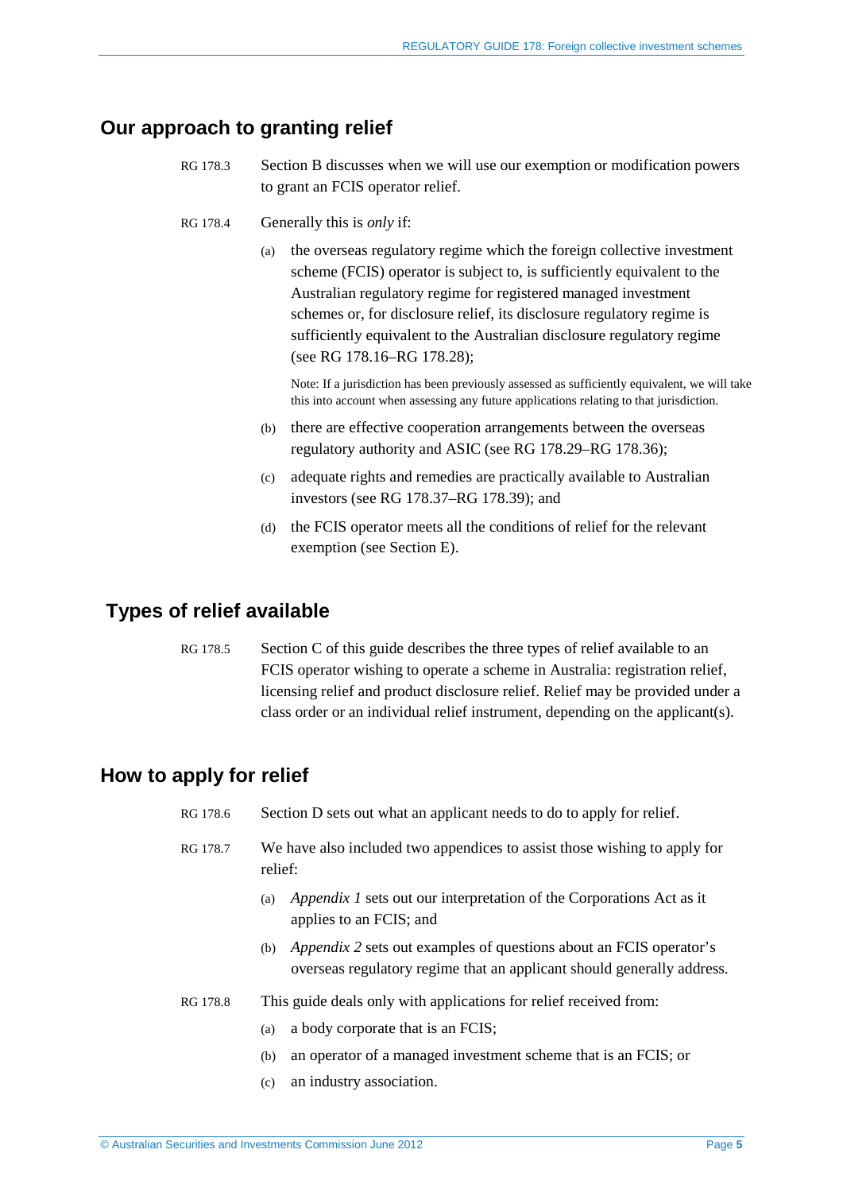## Our approach to granting relief

RG 178.3 Section B discusses when we will use our exemption or modification powers to grant an FCIS operator relief.

RG 178.4 Generally this is *only* if:

(a) the overseas regulatory regime which the foreign collective investment scheme (FCIS) operator is subject to, is sufficiently equivalent to the Australian regulatory regime for registered managed investment schemes or, for disclosure relief, its disclosure regulatory regime is sufficiently equivalent to the Australian disclosure regulatory regime (see RG 178.16–RG 178.28);

Note: If a jurisdiction has been previously assessed as sufficiently equivalent, we will take this into account when assessing any future applications relating to that jurisdiction.

(b) there are effective cooperation arrangements between the overseas regulatory authority and ASIC (see RG 178.29–RG 178.36);

(c) adequate rights and remedies are practically available to Australian investors (see RG 178.37–RG 178.39); and

(d) the FCIS operator meets all the conditions of relief for the relevant exemption (see Section E).

## Types of relief available

RG 178.5 Section C of this guide describes the three types of relief available to an FCIS operator wishing to operate a scheme in Australia: registration relief, licensing relief and product disclosure relief. Relief may be provided under a class order or an individual relief instrument, depending on the applicant(s).

## How to apply for relief

RG 178.6 Section D sets out what an applicant needs to do to apply for relief.

RG 178.7 We have also included two appendices to assist those wishing to apply for relief:

(a) *Appendix 1* sets out our interpretation of the Corporations Act as it applies to an FCIS; and

(b) *Appendix 2* sets out examples of questions about an FCIS operator's overseas regulatory regime that an applicant should generally address.

RG 178.8 This guide deals only with applications for relief received from:

(a) a body corporate that is an FCIS;

(b) an operator of a managed investment scheme that is an FCIS; or

(c) an industry association.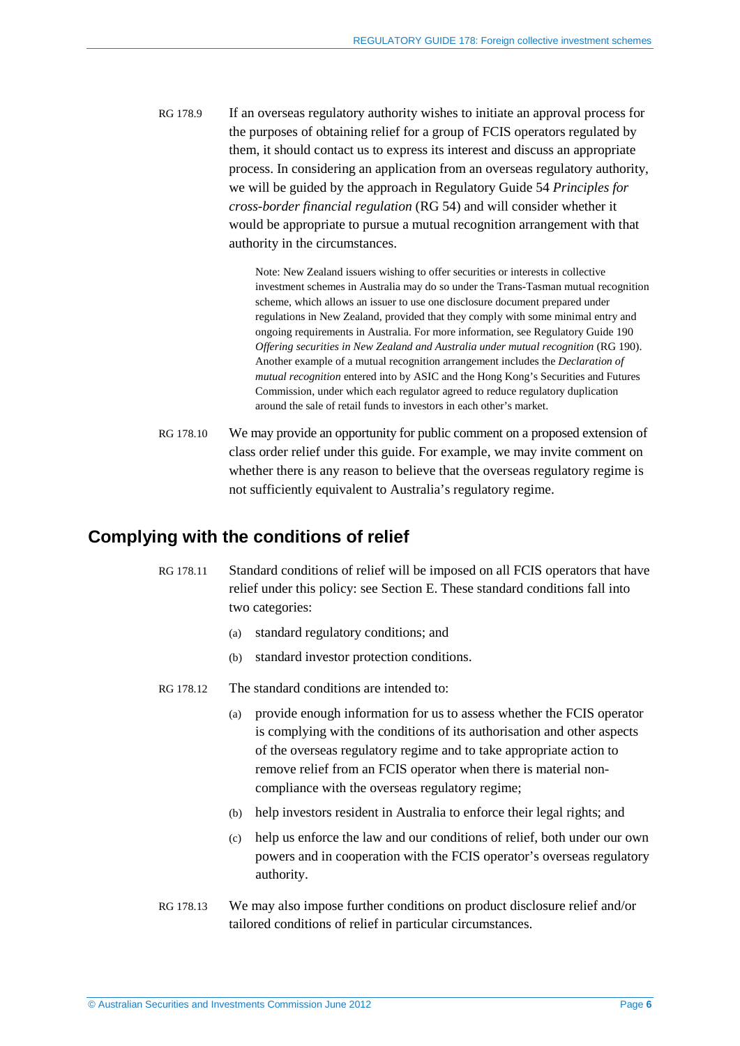RG 178.9 If an overseas regulatory authority wishes to initiate an approval process for the purposes of obtaining relief for a group of FCIS operators regulated by them, it should contact us to express its interest and discuss an appropriate process. In considering an application from an overseas regulatory authority, we will be guided by the approach in Regulatory Guide 54 *Principles for cross-border financial regulation* (RG 54) and will consider whether it would be appropriate to pursue a mutual recognition arrangement with that authority in the circumstances.

> Note: New Zealand issuers wishing to offer securities or interests in collective investment schemes in Australia may do so under the Trans-Tasman mutual recognition scheme, which allows an issuer to use one disclosure document prepared under regulations in New Zealand, provided that they comply with some minimal entry and ongoing requirements in Australia. For more information, see Regulatory Guide 190 *Offering securities in New Zealand and Australia under mutual recognition* (RG 190). Another example of a mutual recognition arrangement includes the *Declaration of mutual recognition* entered into by ASIC and the Hong Kong's Securities and Futures Commission, under which each regulator agreed to reduce regulatory duplication around the sale of retail funds to investors in each other's market.

RG 178.10 We may provide an opportunity for public comment on a proposed extension of class order relief under this guide. For example, we may invite comment on whether there is any reason to believe that the overseas regulatory regime is not sufficiently equivalent to Australia's regulatory regime.

## Complying with the conditions of relief

RG 178.11 Standard conditions of relief will be imposed on all FCIS operators that have relief under this policy: see Section E. These standard conditions fall into two categories:

(a) standard regulatory conditions; and

(b) standard investor protection conditions.

RG 178.12 The standard conditions are intended to:

(a) provide enough information for us to assess whether the FCIS operator is complying with the conditions of its authorisation and other aspects of the overseas regulatory regime and to take appropriate action to remove relief from an FCIS operator when there is material non-compliance with the overseas regulatory regime;

(b) help investors resident in Australia to enforce their legal rights; and

(c) help us enforce the law and our conditions of relief, both under our own powers and in cooperation with the FCIS operator's overseas regulatory authority.

RG 178.13 We may also impose further conditions on product disclosure relief and/or tailored conditions of relief in particular circumstances.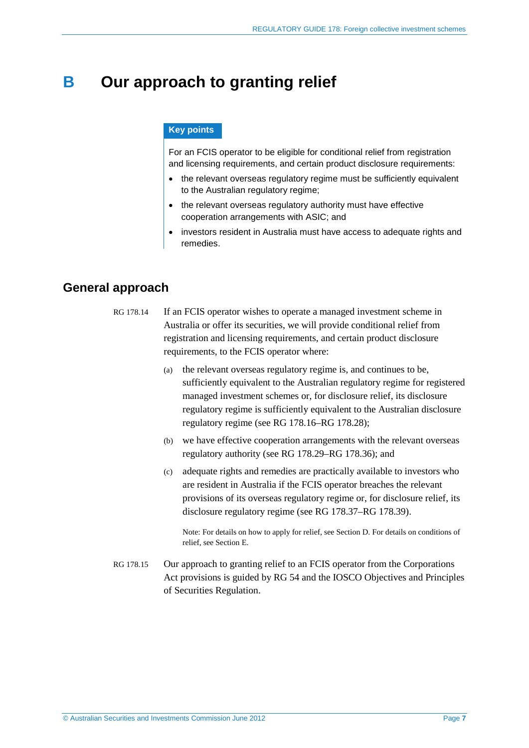# B Our approach to granting relief

**Key points**

For an FCIS operator to be eligible for conditional relief from registration and licensing requirements, and certain product disclosure requirements:

- the relevant overseas regulatory regime must be sufficiently equivalent to the Australian regulatory regime;
- the relevant overseas regulatory authority must have effective cooperation arrangements with ASIC; and
- investors resident in Australia must have access to adequate rights and remedies.

## General approach

RG 178.14 If an FCIS operator wishes to operate a managed investment scheme in Australia or offer its securities, we will provide conditional relief from registration and licensing requirements, and certain product disclosure requirements, to the FCIS operator where:

(a) the relevant overseas regulatory regime is, and continues to be, sufficiently equivalent to the Australian regulatory regime for registered managed investment schemes or, for disclosure relief, its disclosure regulatory regime is sufficiently equivalent to the Australian disclosure regulatory regime (see RG 178.16–RG 178.28);

(b) we have effective cooperation arrangements with the relevant overseas regulatory authority (see RG 178.29–RG 178.36); and

(c) adequate rights and remedies are practically available to investors who are resident in Australia if the FCIS operator breaches the relevant provisions of its overseas regulatory regime or, for disclosure relief, its disclosure regulatory regime (see RG 178.37–RG 178.39).

Note: For details on how to apply for relief, see Section D. For details on conditions of relief, see Section E.

RG 178.15 Our approach to granting relief to an FCIS operator from the Corporations Act provisions is guided by RG 54 and the IOSCO Objectives and Principles of Securities Regulation.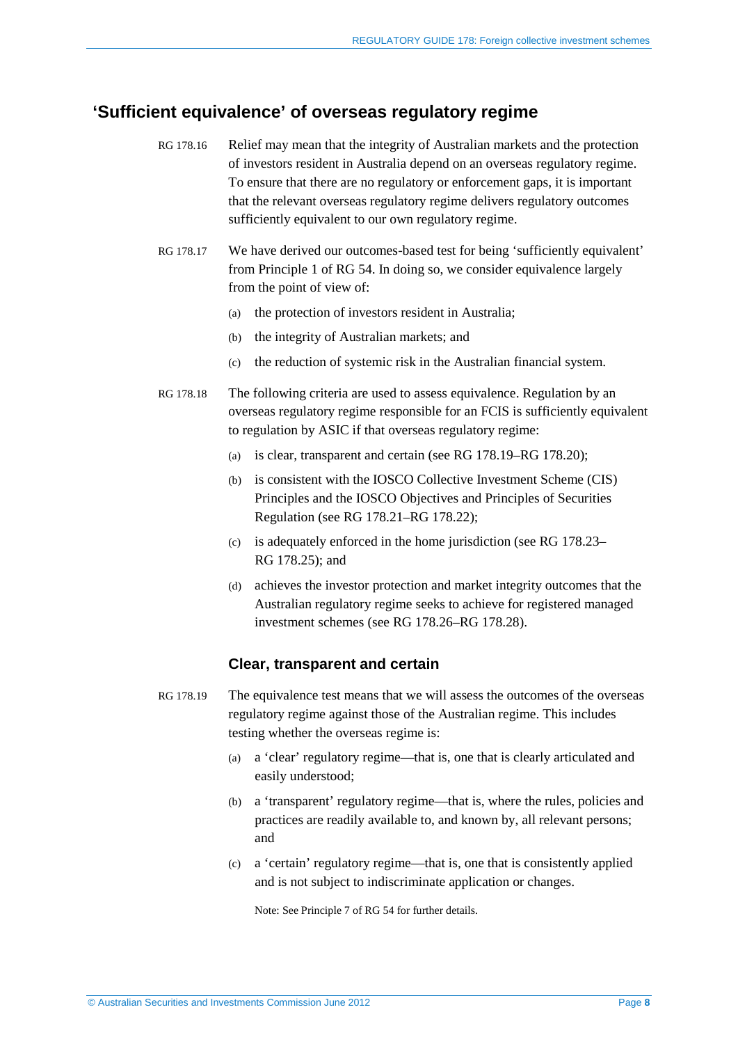## 'Sufficient equivalence' of overseas regulatory regime

RG 178.16 Relief may mean that the integrity of Australian markets and the protection of investors resident in Australia depend on an overseas regulatory regime. To ensure that there are no regulatory or enforcement gaps, it is important that the relevant overseas regulatory regime delivers regulatory outcomes sufficiently equivalent to our own regulatory regime.

RG 178.17 We have derived our outcomes-based test for being 'sufficiently equivalent' from Principle 1 of RG 54. In doing so, we consider equivalence largely from the point of view of:

(a) the protection of investors resident in Australia;

(b) the integrity of Australian markets; and

(c) the reduction of systemic risk in the Australian financial system.

RG 178.18 The following criteria are used to assess equivalence. Regulation by an overseas regulatory regime responsible for an FCIS is sufficiently equivalent to regulation by ASIC if that overseas regulatory regime:

(a) is clear, transparent and certain (see RG 178.19–RG 178.20);

(b) is consistent with the IOSCO Collective Investment Scheme (CIS) Principles and the IOSCO Objectives and Principles of Securities Regulation (see RG 178.21–RG 178.22);

(c) is adequately enforced in the home jurisdiction (see RG 178.23–RG 178.25); and

(d) achieves the investor protection and market integrity outcomes that the Australian regulatory regime seeks to achieve for registered managed investment schemes (see RG 178.26–RG 178.28).

### Clear, transparent and certain

RG 178.19 The equivalence test means that we will assess the outcomes of the overseas regulatory regime against those of the Australian regime. This includes testing whether the overseas regime is:

(a) a 'clear' regulatory regime—that is, one that is clearly articulated and easily understood;

(b) a 'transparent' regulatory regime—that is, where the rules, policies and practices are readily available to, and known by, all relevant persons; and

(c) a 'certain' regulatory regime—that is, one that is consistently applied and is not subject to indiscriminate application or changes.

Note: See Principle 7 of RG 54 for further details.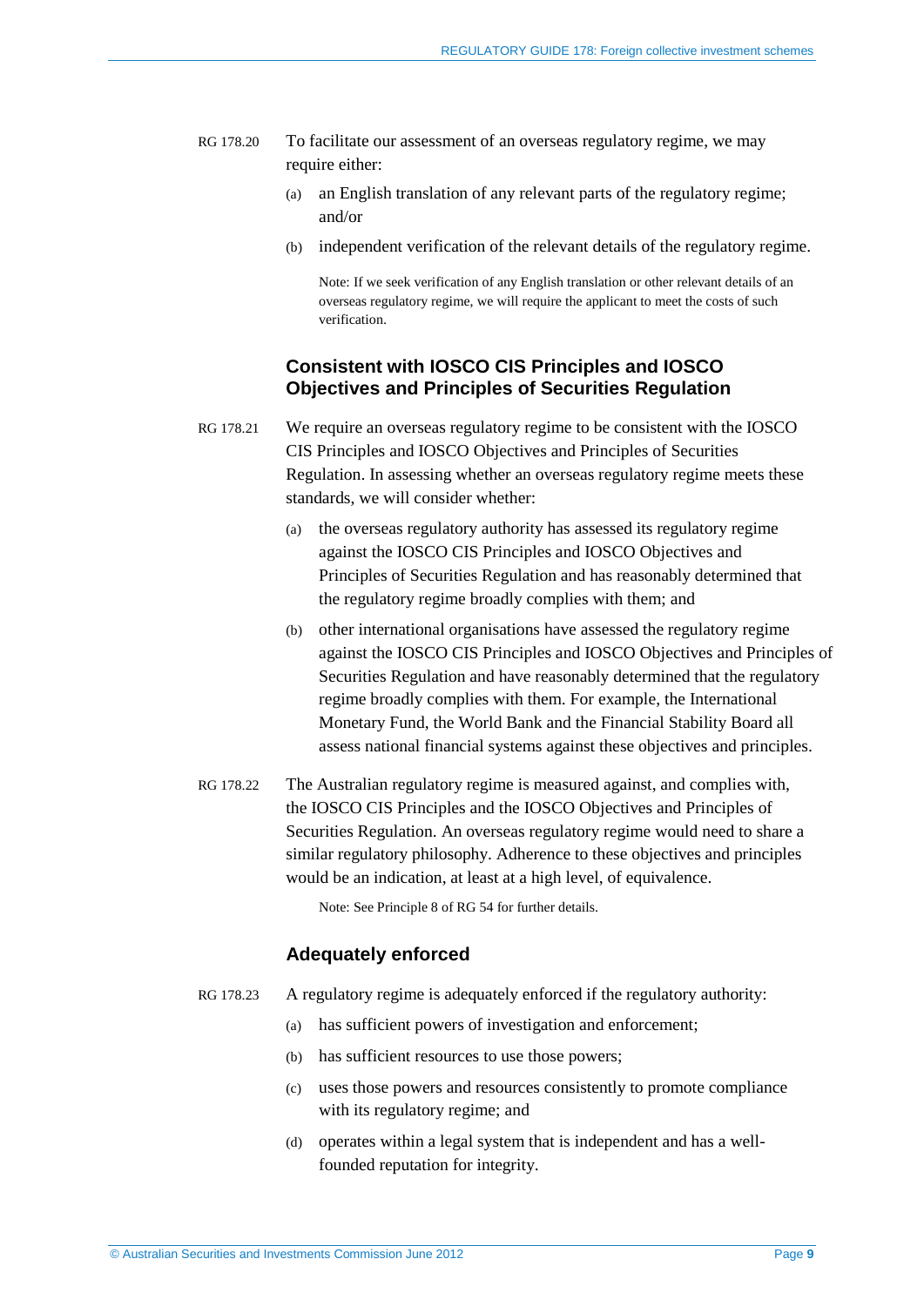RG 178.20 To facilitate our assessment of an overseas regulatory regime, we may require either:

(a) an English translation of any relevant parts of the regulatory regime; and/or

(b) independent verification of the relevant details of the regulatory regime.

Note: If we seek verification of any English translation or other relevant details of an overseas regulatory regime, we will require the applicant to meet the costs of such verification.

### Consistent with IOSCO CIS Principles and IOSCO Objectives and Principles of Securities Regulation

RG 178.21 We require an overseas regulatory regime to be consistent with the IOSCO CIS Principles and IOSCO Objectives and Principles of Securities Regulation. In assessing whether an overseas regulatory regime meets these standards, we will consider whether:

(a) the overseas regulatory authority has assessed its regulatory regime against the IOSCO CIS Principles and IOSCO Objectives and Principles of Securities Regulation and has reasonably determined that the regulatory regime broadly complies with them; and

(b) other international organisations have assessed the regulatory regime against the IOSCO CIS Principles and IOSCO Objectives and Principles of Securities Regulation and have reasonably determined that the regulatory regime broadly complies with them. For example, the International Monetary Fund, the World Bank and the Financial Stability Board all assess national financial systems against these objectives and principles.

RG 178.22 The Australian regulatory regime is measured against, and complies with, the IOSCO CIS Principles and the IOSCO Objectives and Principles of Securities Regulation. An overseas regulatory regime would need to share a similar regulatory philosophy. Adherence to these objectives and principles would be an indication, at least at a high level, of equivalence.

Note: See Principle 8 of RG 54 for further details.

### Adequately enforced

RG 178.23 A regulatory regime is adequately enforced if the regulatory authority:

(a) has sufficient powers of investigation and enforcement;

(b) has sufficient resources to use those powers;

(c) uses those powers and resources consistently to promote compliance with its regulatory regime; and

(d) operates within a legal system that is independent and has a well-founded reputation for integrity.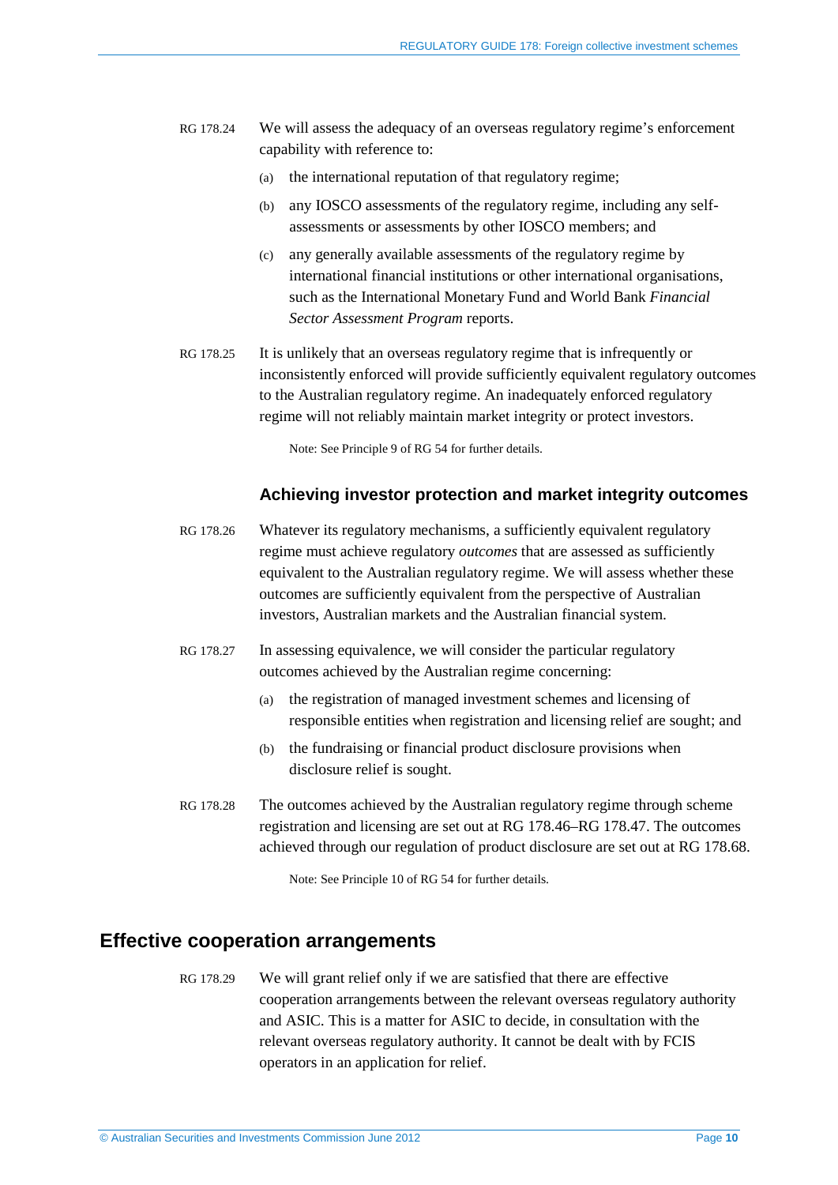RG 178.24 We will assess the adequacy of an overseas regulatory regime's enforcement capability with reference to:

(a) the international reputation of that regulatory regime;

(b) any IOSCO assessments of the regulatory regime, including any self-assessments or assessments by other IOSCO members; and

(c) any generally available assessments of the regulatory regime by international financial institutions or other international organisations, such as the International Monetary Fund and World Bank *Financial Sector Assessment Program* reports.

RG 178.25 It is unlikely that an overseas regulatory regime that is infrequently or inconsistently enforced will provide sufficiently equivalent regulatory outcomes to the Australian regulatory regime. An inadequately enforced regulatory regime will not reliably maintain market integrity or protect investors.

Note: See Principle 9 of RG 54 for further details.

### Achieving investor protection and market integrity outcomes

RG 178.26 Whatever its regulatory mechanisms, a sufficiently equivalent regulatory regime must achieve regulatory *outcomes* that are assessed as sufficiently equivalent to the Australian regulatory regime. We will assess whether these outcomes are sufficiently equivalent from the perspective of Australian investors, Australian markets and the Australian financial system.

RG 178.27 In assessing equivalence, we will consider the particular regulatory outcomes achieved by the Australian regime concerning:

(a) the registration of managed investment schemes and licensing of responsible entities when registration and licensing relief are sought; and

(b) the fundraising or financial product disclosure provisions when disclosure relief is sought.

RG 178.28 The outcomes achieved by the Australian regulatory regime through scheme registration and licensing are set out at RG 178.46–RG 178.47. The outcomes achieved through our regulation of product disclosure are set out at RG 178.68.

Note: See Principle 10 of RG 54 for further details.

## Effective cooperation arrangements

RG 178.29 We will grant relief only if we are satisfied that there are effective cooperation arrangements between the relevant overseas regulatory authority and ASIC. This is a matter for ASIC to decide, in consultation with the relevant overseas regulatory authority. It cannot be dealt with by FCIS operators in an application for relief.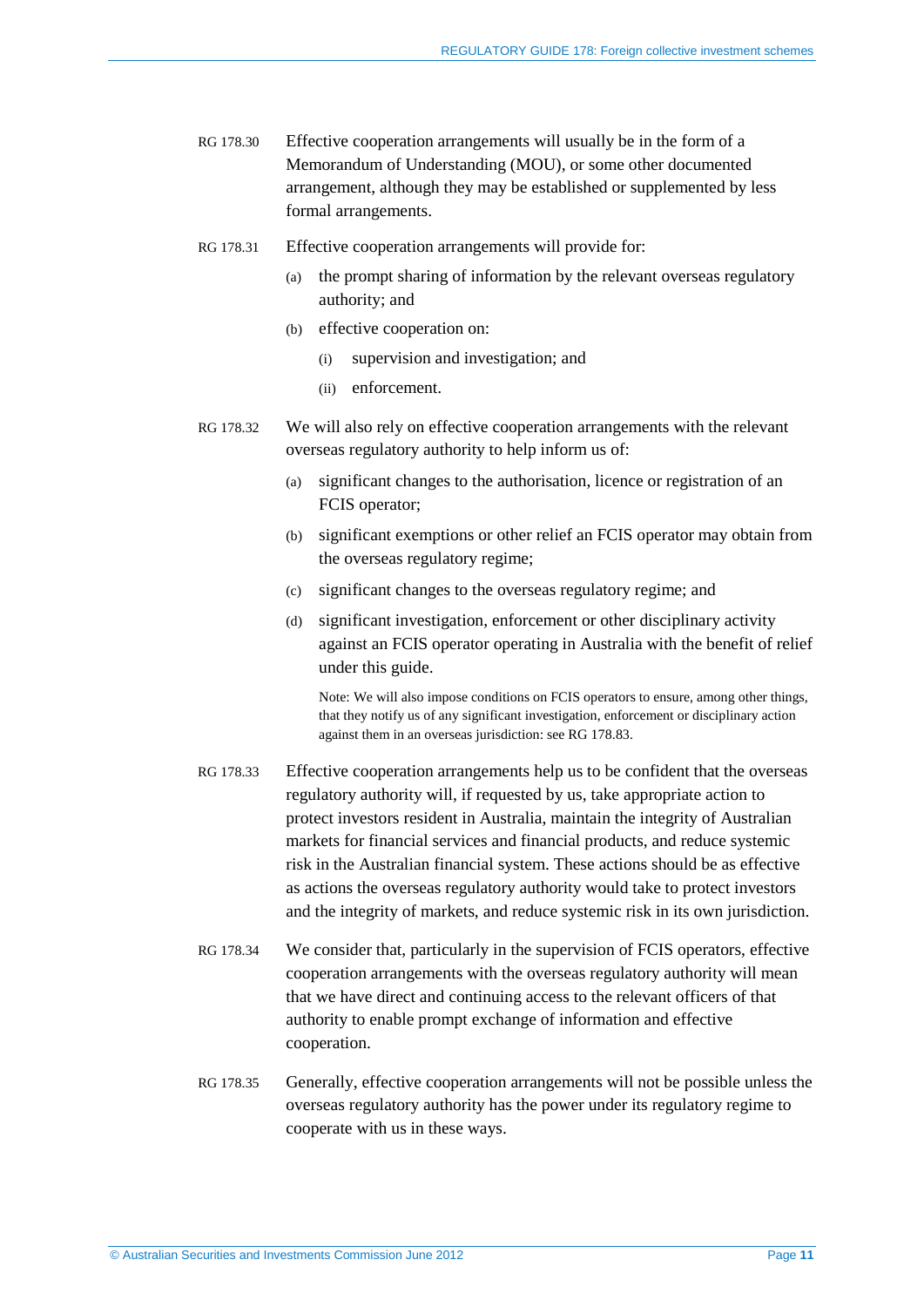RG 178.30 Effective cooperation arrangements will usually be in the form of a Memorandum of Understanding (MOU), or some other documented arrangement, although they may be established or supplemented by less formal arrangements.

RG 178.31 Effective cooperation arrangements will provide for:

- (a) the prompt sharing of information by the relevant overseas regulatory authority; and
- (b) effective cooperation on:
  - (i) supervision and investigation; and
  - (ii) enforcement.

RG 178.32 We will also rely on effective cooperation arrangements with the relevant overseas regulatory authority to help inform us of:

- (a) significant changes to the authorisation, licence or registration of an FCIS operator;
- (b) significant exemptions or other relief an FCIS operator may obtain from the overseas regulatory regime;
- (c) significant changes to the overseas regulatory regime; and
- (d) significant investigation, enforcement or other disciplinary activity against an FCIS operator operating in Australia with the benefit of relief under this guide.

Note: We will also impose conditions on FCIS operators to ensure, among other things, that they notify us of any significant investigation, enforcement or disciplinary action against them in an overseas jurisdiction: see RG 178.83.

RG 178.33 Effective cooperation arrangements help us to be confident that the overseas regulatory authority will, if requested by us, take appropriate action to protect investors resident in Australia, maintain the integrity of Australian markets for financial services and financial products, and reduce systemic risk in the Australian financial system. These actions should be as effective as actions the overseas regulatory authority would take to protect investors and the integrity of markets, and reduce systemic risk in its own jurisdiction.

RG 178.34 We consider that, particularly in the supervision of FCIS operators, effective cooperation arrangements with the overseas regulatory authority will mean that we have direct and continuing access to the relevant officers of that authority to enable prompt exchange of information and effective cooperation.

RG 178.35 Generally, effective cooperation arrangements will not be possible unless the overseas regulatory authority has the power under its regulatory regime to cooperate with us in these ways.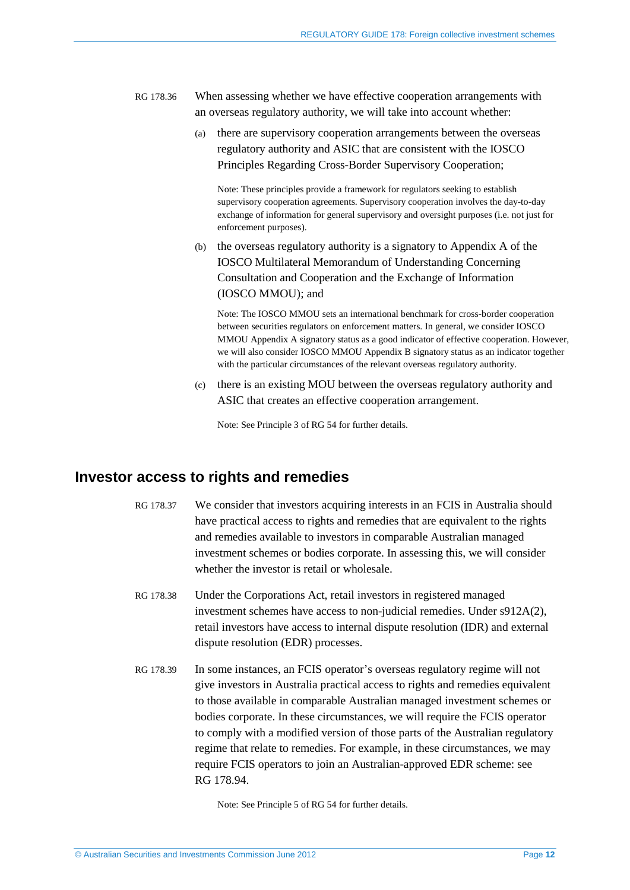RG 178.36 When assessing whether we have effective cooperation arrangements with an overseas regulatory authority, we will take into account whether:

(a) there are supervisory cooperation arrangements between the overseas regulatory authority and ASIC that are consistent with the IOSCO Principles Regarding Cross-Border Supervisory Cooperation;

Note: These principles provide a framework for regulators seeking to establish supervisory cooperation agreements. Supervisory cooperation involves the day-to-day exchange of information for general supervisory and oversight purposes (i.e. not just for enforcement purposes).

(b) the overseas regulatory authority is a signatory to Appendix A of the IOSCO Multilateral Memorandum of Understanding Concerning Consultation and Cooperation and the Exchange of Information (IOSCO MMOU); and

Note: The IOSCO MMOU sets an international benchmark for cross-border cooperation between securities regulators on enforcement matters. In general, we consider IOSCO MMOU Appendix A signatory status as a good indicator of effective cooperation. However, we will also consider IOSCO MMOU Appendix B signatory status as an indicator together with the particular circumstances of the relevant overseas regulatory authority.

(c) there is an existing MOU between the overseas regulatory authority and ASIC that creates an effective cooperation arrangement.

Note: See Principle 3 of RG 54 for further details.

## Investor access to rights and remedies

RG 178.37 We consider that investors acquiring interests in an FCIS in Australia should have practical access to rights and remedies that are equivalent to the rights and remedies available to investors in comparable Australian managed investment schemes or bodies corporate. In assessing this, we will consider whether the investor is retail or wholesale.

RG 178.38 Under the Corporations Act, retail investors in registered managed investment schemes have access to non-judicial remedies. Under s912A(2), retail investors have access to internal dispute resolution (IDR) and external dispute resolution (EDR) processes.

RG 178.39 In some instances, an FCIS operator's overseas regulatory regime will not give investors in Australia practical access to rights and remedies equivalent to those available in comparable Australian managed investment schemes or bodies corporate. In these circumstances, we will require the FCIS operator to comply with a modified version of those parts of the Australian regulatory regime that relate to remedies. For example, in these circumstances, we may require FCIS operators to join an Australian-approved EDR scheme: see RG 178.94.

Note: See Principle 5 of RG 54 for further details.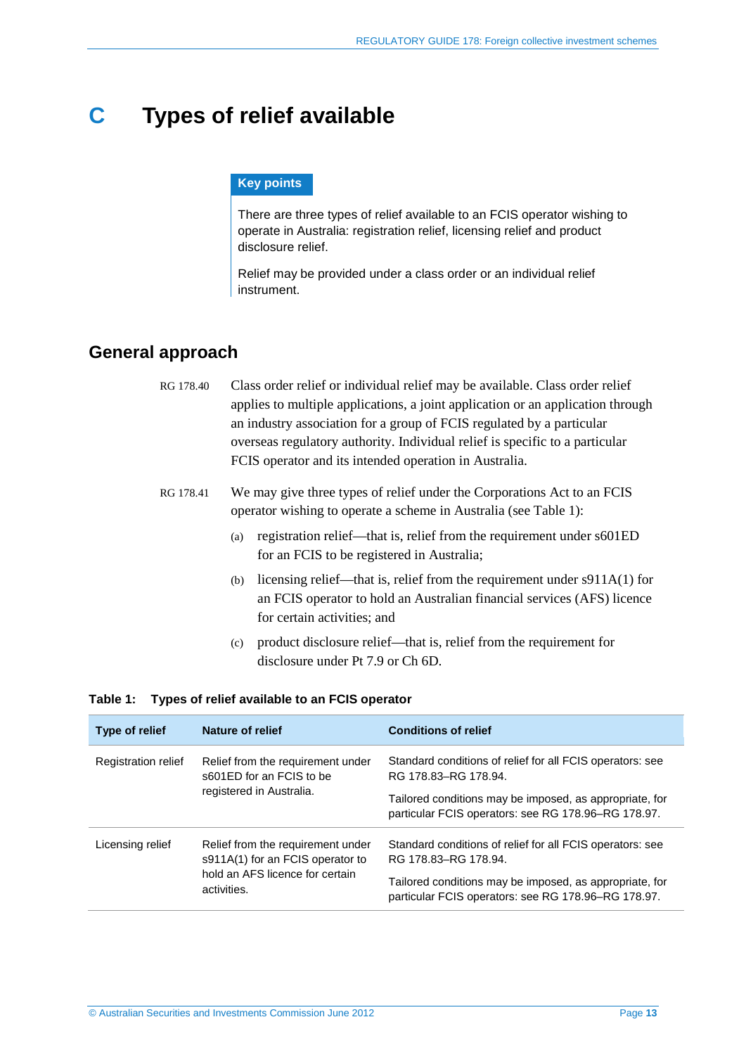# C Types of relief available

> **Key points**
>
> There are three types of relief available to an FCIS operator wishing to operate in Australia: registration relief, licensing relief and product disclosure relief.
>
> Relief may be provided under a class order or an individual relief instrument.

## General approach

RG 178.40 Class order relief or individual relief may be available. Class order relief applies to multiple applications, a joint application or an application through an industry association for a group of FCIS regulated by a particular overseas regulatory authority. Individual relief is specific to a particular FCIS operator and its intended operation in Australia.

RG 178.41 We may give three types of relief under the Corporations Act to an FCIS operator wishing to operate a scheme in Australia (see Table 1):

(a) registration relief—that is, relief from the requirement under s601ED for an FCIS to be registered in Australia;

(b) licensing relief—that is, relief from the requirement under s911A(1) for an FCIS operator to hold an Australian financial services (AFS) licence for certain activities; and

(c) product disclosure relief—that is, relief from the requirement for disclosure under Pt 7.9 or Ch 6D.

**Table 1: Types of relief available to an FCIS operator**

| Type of relief | Nature of relief | Conditions of relief |
|---|---|---|
| Registration relief | Relief from the requirement under s601ED for an FCIS to be registered in Australia. | Standard conditions of relief for all FCIS operators: see RG 178.83–RG 178.94. Tailored conditions may be imposed, as appropriate, for particular FCIS operators: see RG 178.96–RG 178.97. |
| Licensing relief | Relief from the requirement under s911A(1) for an FCIS operator to hold an AFS licence for certain activities. | Standard conditions of relief for all FCIS operators: see RG 178.83–RG 178.94. Tailored conditions may be imposed, as appropriate, for particular FCIS operators: see RG 178.96–RG 178.97. |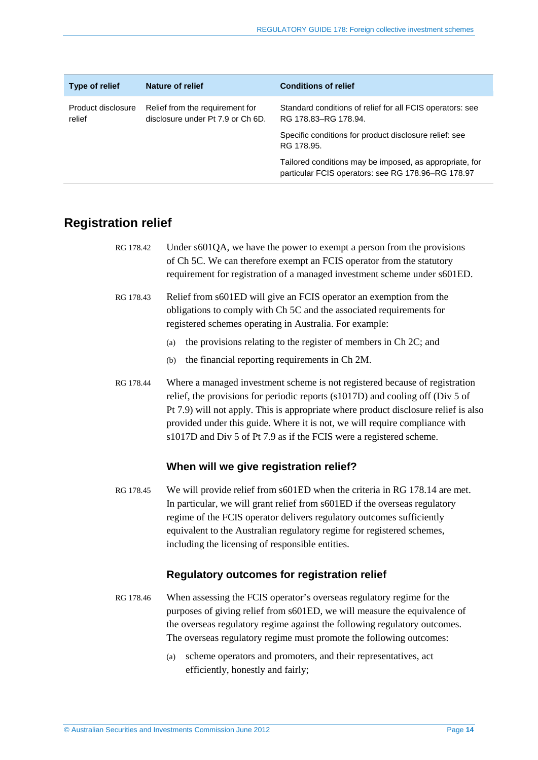| Type of relief | Nature of relief | Conditions of relief |
| --- | --- | --- |
| Product disclosure relief | Relief from the requirement for disclosure under Pt 7.9 or Ch 6D. | Standard conditions of relief for all FCIS operators: see RG 178.83–RG 178.94. |
| | | Specific conditions for product disclosure relief: see RG 178.95. |
| | | Tailored conditions may be imposed, as appropriate, for particular FCIS operators: see RG 178.96–RG 178.97 |

## Registration relief

RG 178.42 Under s601QA, we have the power to exempt a person from the provisions of Ch 5C. We can therefore exempt an FCIS operator from the statutory requirement for registration of a managed investment scheme under s601ED.

RG 178.43 Relief from s601ED will give an FCIS operator an exemption from the obligations to comply with Ch 5C and the associated requirements for registered schemes operating in Australia. For example:

(a) the provisions relating to the register of members in Ch 2C; and

(b) the financial reporting requirements in Ch 2M.

RG 178.44 Where a managed investment scheme is not registered because of registration relief, the provisions for periodic reports (s1017D) and cooling off (Div 5 of Pt 7.9) will not apply. This is appropriate where product disclosure relief is also provided under this guide. Where it is not, we will require compliance with s1017D and Div 5 of Pt 7.9 as if the FCIS were a registered scheme.

### When will we give registration relief?

RG 178.45 We will provide relief from s601ED when the criteria in RG 178.14 are met. In particular, we will grant relief from s601ED if the overseas regulatory regime of the FCIS operator delivers regulatory outcomes sufficiently equivalent to the Australian regulatory regime for registered schemes, including the licensing of responsible entities.

### Regulatory outcomes for registration relief

RG 178.46 When assessing the FCIS operator's overseas regulatory regime for the purposes of giving relief from s601ED, we will measure the equivalence of the overseas regulatory regime against the following regulatory outcomes. The overseas regulatory regime must promote the following outcomes:

(a) scheme operators and promoters, and their representatives, act efficiently, honestly and fairly;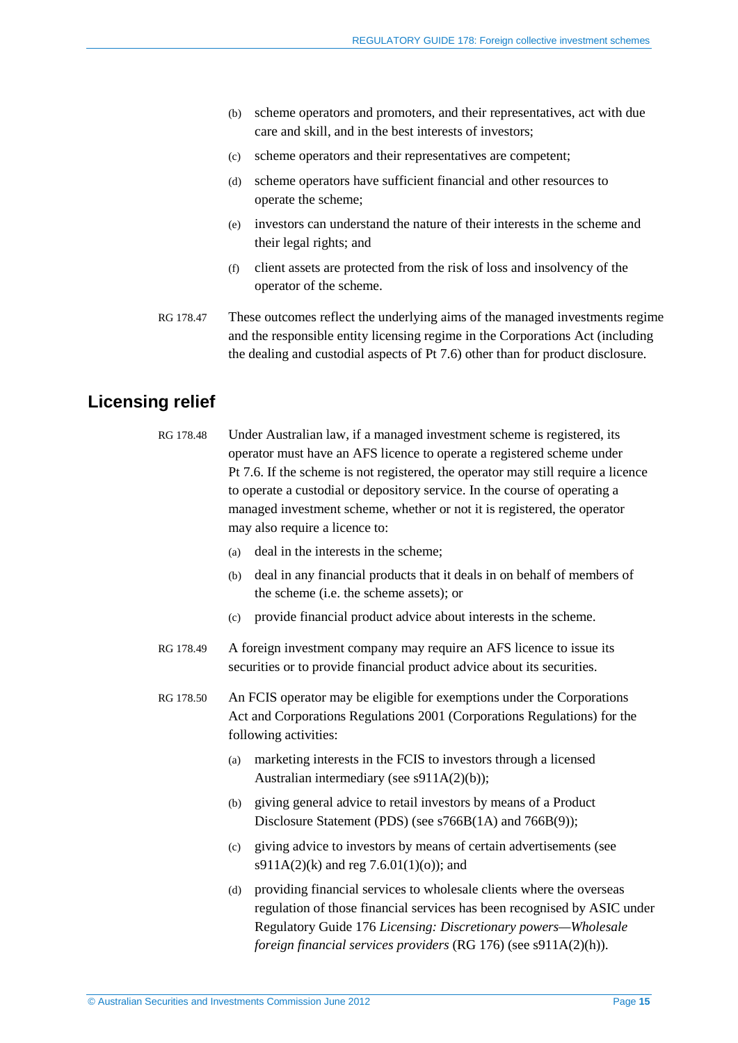(b) scheme operators and promoters, and their representatives, act with due care and skill, and in the best interests of investors;

(c) scheme operators and their representatives are competent;

(d) scheme operators have sufficient financial and other resources to operate the scheme;

(e) investors can understand the nature of their interests in the scheme and their legal rights; and

(f) client assets are protected from the risk of loss and insolvency of the operator of the scheme.

RG 178.47 These outcomes reflect the underlying aims of the managed investments regime and the responsible entity licensing regime in the Corporations Act (including the dealing and custodial aspects of Pt 7.6) other than for product disclosure.

## Licensing relief

RG 178.48 Under Australian law, if a managed investment scheme is registered, its operator must have an AFS licence to operate a registered scheme under Pt 7.6. If the scheme is not registered, the operator may still require a licence to operate a custodial or depository service. In the course of operating a managed investment scheme, whether or not it is registered, the operator may also require a licence to:

(a) deal in the interests in the scheme;

(b) deal in any financial products that it deals in on behalf of members of the scheme (i.e. the scheme assets); or

(c) provide financial product advice about interests in the scheme.

RG 178.49 A foreign investment company may require an AFS licence to issue its securities or to provide financial product advice about its securities.

RG 178.50 An FCIS operator may be eligible for exemptions under the Corporations Act and Corporations Regulations 2001 (Corporations Regulations) for the following activities:

(a) marketing interests in the FCIS to investors through a licensed Australian intermediary (see s911A(2)(b));

(b) giving general advice to retail investors by means of a Product Disclosure Statement (PDS) (see s766B(1A) and 766B(9));

(c) giving advice to investors by means of certain advertisements (see s911A(2)(k) and reg 7.6.01(1)(o)); and

(d) providing financial services to wholesale clients where the overseas regulation of those financial services has been recognised by ASIC under Regulatory Guide 176 *Licensing: Discretionary powers—Wholesale foreign financial services providers* (RG 176) (see s911A(2)(h)).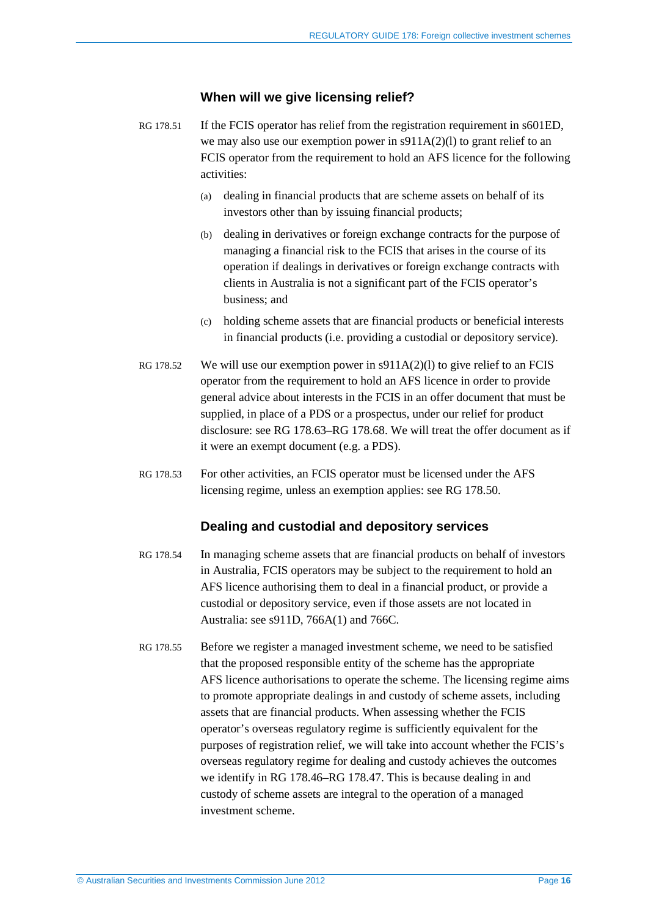### When will we give licensing relief?

RG 178.51 If the FCIS operator has relief from the registration requirement in s601ED, we may also use our exemption power in s911A(2)(l) to grant relief to an FCIS operator from the requirement to hold an AFS licence for the following activities:

(a) dealing in financial products that are scheme assets on behalf of its investors other than by issuing financial products;

(b) dealing in derivatives or foreign exchange contracts for the purpose of managing a financial risk to the FCIS that arises in the course of its operation if dealings in derivatives or foreign exchange contracts with clients in Australia is not a significant part of the FCIS operator's business; and

(c) holding scheme assets that are financial products or beneficial interests in financial products (i.e. providing a custodial or depository service).

RG 178.52 We will use our exemption power in s911A(2)(l) to give relief to an FCIS operator from the requirement to hold an AFS licence in order to provide general advice about interests in the FCIS in an offer document that must be supplied, in place of a PDS or a prospectus, under our relief for product disclosure: see RG 178.63–RG 178.68. We will treat the offer document as if it were an exempt document (e.g. a PDS).

RG 178.53 For other activities, an FCIS operator must be licensed under the AFS licensing regime, unless an exemption applies: see RG 178.50.

### Dealing and custodial and depository services

RG 178.54 In managing scheme assets that are financial products on behalf of investors in Australia, FCIS operators may be subject to the requirement to hold an AFS licence authorising them to deal in a financial product, or provide a custodial or depository service, even if those assets are not located in Australia: see s911D, 766A(1) and 766C.

RG 178.55 Before we register a managed investment scheme, we need to be satisfied that the proposed responsible entity of the scheme has the appropriate AFS licence authorisations to operate the scheme. The licensing regime aims to promote appropriate dealings in and custody of scheme assets, including assets that are financial products. When assessing whether the FCIS operator's overseas regulatory regime is sufficiently equivalent for the purposes of registration relief, we will take into account whether the FCIS's overseas regulatory regime for dealing and custody achieves the outcomes we identify in RG 178.46–RG 178.47. This is because dealing in and custody of scheme assets are integral to the operation of a managed investment scheme.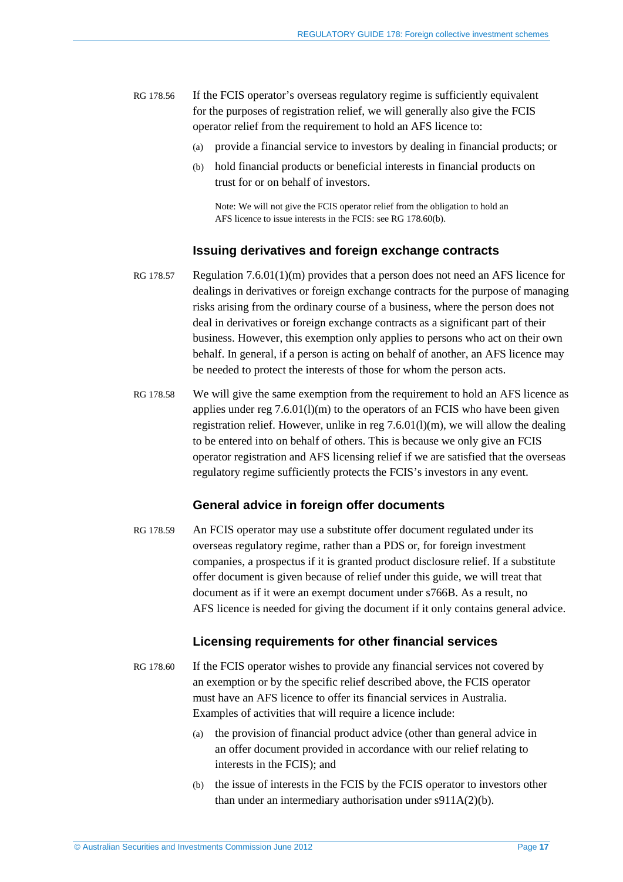RG 178.56 If the FCIS operator's overseas regulatory regime is sufficiently equivalent for the purposes of registration relief, we will generally also give the FCIS operator relief from the requirement to hold an AFS licence to:

(a) provide a financial service to investors by dealing in financial products; or

(b) hold financial products or beneficial interests in financial products on trust for or on behalf of investors.

Note: We will not give the FCIS operator relief from the obligation to hold an AFS licence to issue interests in the FCIS: see RG 178.60(b).

### Issuing derivatives and foreign exchange contracts

RG 178.57 Regulation 7.6.01(1)(m) provides that a person does not need an AFS licence for dealings in derivatives or foreign exchange contracts for the purpose of managing risks arising from the ordinary course of a business, where the person does not deal in derivatives or foreign exchange contracts as a significant part of their business. However, this exemption only applies to persons who act on their own behalf. In general, if a person is acting on behalf of another, an AFS licence may be needed to protect the interests of those for whom the person acts.

RG 178.58 We will give the same exemption from the requirement to hold an AFS licence as applies under reg 7.6.01(l)(m) to the operators of an FCIS who have been given registration relief. However, unlike in reg 7.6.01(l)(m), we will allow the dealing to be entered into on behalf of others. This is because we only give an FCIS operator registration and AFS licensing relief if we are satisfied that the overseas regulatory regime sufficiently protects the FCIS's investors in any event.

### General advice in foreign offer documents

RG 178.59 An FCIS operator may use a substitute offer document regulated under its overseas regulatory regime, rather than a PDS or, for foreign investment companies, a prospectus if it is granted product disclosure relief. If a substitute offer document is given because of relief under this guide, we will treat that document as if it were an exempt document under s766B. As a result, no AFS licence is needed for giving the document if it only contains general advice.

### Licensing requirements for other financial services

RG 178.60 If the FCIS operator wishes to provide any financial services not covered by an exemption or by the specific relief described above, the FCIS operator must have an AFS licence to offer its financial services in Australia. Examples of activities that will require a licence include:

(a) the provision of financial product advice (other than general advice in an offer document provided in accordance with our relief relating to interests in the FCIS); and

(b) the issue of interests in the FCIS by the FCIS operator to investors other than under an intermediary authorisation under s911A(2)(b).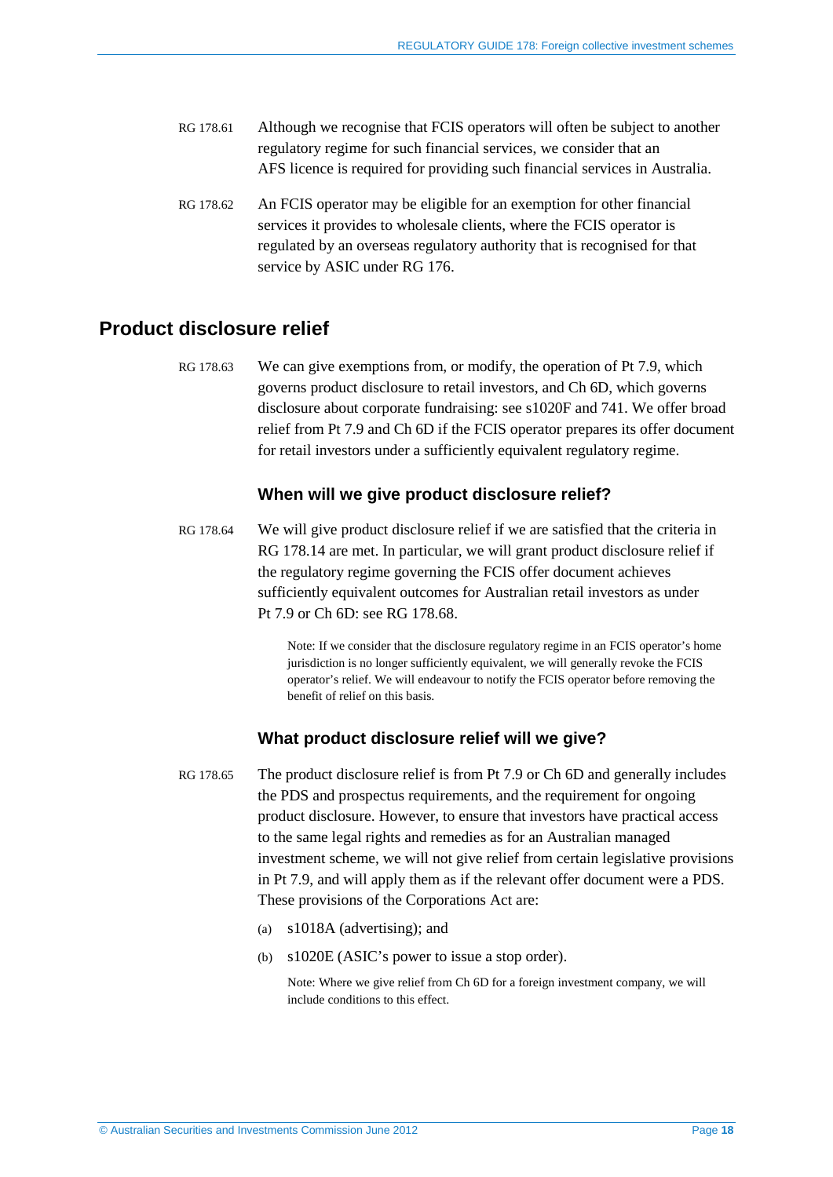RG 178.61 Although we recognise that FCIS operators will often be subject to another regulatory regime for such financial services, we consider that an AFS licence is required for providing such financial services in Australia.

RG 178.62 An FCIS operator may be eligible for an exemption for other financial services it provides to wholesale clients, where the FCIS operator is regulated by an overseas regulatory authority that is recognised for that service by ASIC under RG 176.

## Product disclosure relief

RG 178.63 We can give exemptions from, or modify, the operation of Pt 7.9, which governs product disclosure to retail investors, and Ch 6D, which governs disclosure about corporate fundraising: see s1020F and 741. We offer broad relief from Pt 7.9 and Ch 6D if the FCIS operator prepares its offer document for retail investors under a sufficiently equivalent regulatory regime.

### When will we give product disclosure relief?

RG 178.64 We will give product disclosure relief if we are satisfied that the criteria in RG 178.14 are met. In particular, we will grant product disclosure relief if the regulatory regime governing the FCIS offer document achieves sufficiently equivalent outcomes for Australian retail investors as under Pt 7.9 or Ch 6D: see RG 178.68.

Note: If we consider that the disclosure regulatory regime in an FCIS operator's home jurisdiction is no longer sufficiently equivalent, we will generally revoke the FCIS operator's relief. We will endeavour to notify the FCIS operator before removing the benefit of relief on this basis.

### What product disclosure relief will we give?

RG 178.65 The product disclosure relief is from Pt 7.9 or Ch 6D and generally includes the PDS and prospectus requirements, and the requirement for ongoing product disclosure. However, to ensure that investors have practical access to the same legal rights and remedies as for an Australian managed investment scheme, we will not give relief from certain legislative provisions in Pt 7.9, and will apply them as if the relevant offer document were a PDS. These provisions of the Corporations Act are:

(a) s1018A (advertising); and

(b) s1020E (ASIC's power to issue a stop order).

Note: Where we give relief from Ch 6D for a foreign investment company, we will include conditions to this effect.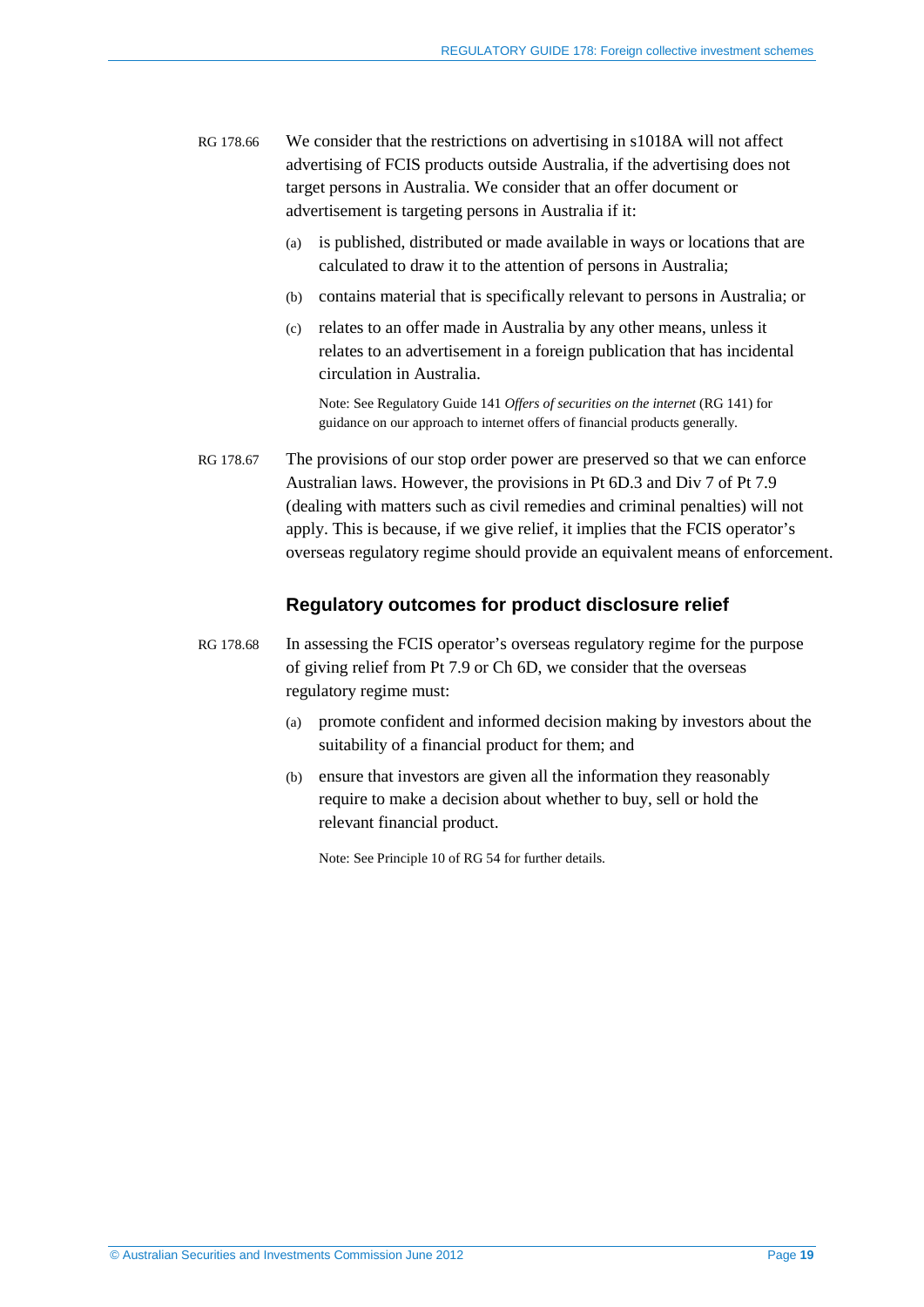RG 178.66 We consider that the restrictions on advertising in s1018A will not affect advertising of FCIS products outside Australia, if the advertising does not target persons in Australia. We consider that an offer document or advertisement is targeting persons in Australia if it:

(a) is published, distributed or made available in ways or locations that are calculated to draw it to the attention of persons in Australia;

(b) contains material that is specifically relevant to persons in Australia; or

(c) relates to an offer made in Australia by any other means, unless it relates to an advertisement in a foreign publication that has incidental circulation in Australia.

Note: See Regulatory Guide 141 *Offers of securities on the internet* (RG 141) for guidance on our approach to internet offers of financial products generally.

RG 178.67 The provisions of our stop order power are preserved so that we can enforce Australian laws. However, the provisions in Pt 6D.3 and Div 7 of Pt 7.9 (dealing with matters such as civil remedies and criminal penalties) will not apply. This is because, if we give relief, it implies that the FCIS operator's overseas regulatory regime should provide an equivalent means of enforcement.

### Regulatory outcomes for product disclosure relief

RG 178.68 In assessing the FCIS operator's overseas regulatory regime for the purpose of giving relief from Pt 7.9 or Ch 6D, we consider that the overseas regulatory regime must:

(a) promote confident and informed decision making by investors about the suitability of a financial product for them; and

(b) ensure that investors are given all the information they reasonably require to make a decision about whether to buy, sell or hold the relevant financial product.

Note: See Principle 10 of RG 54 for further details.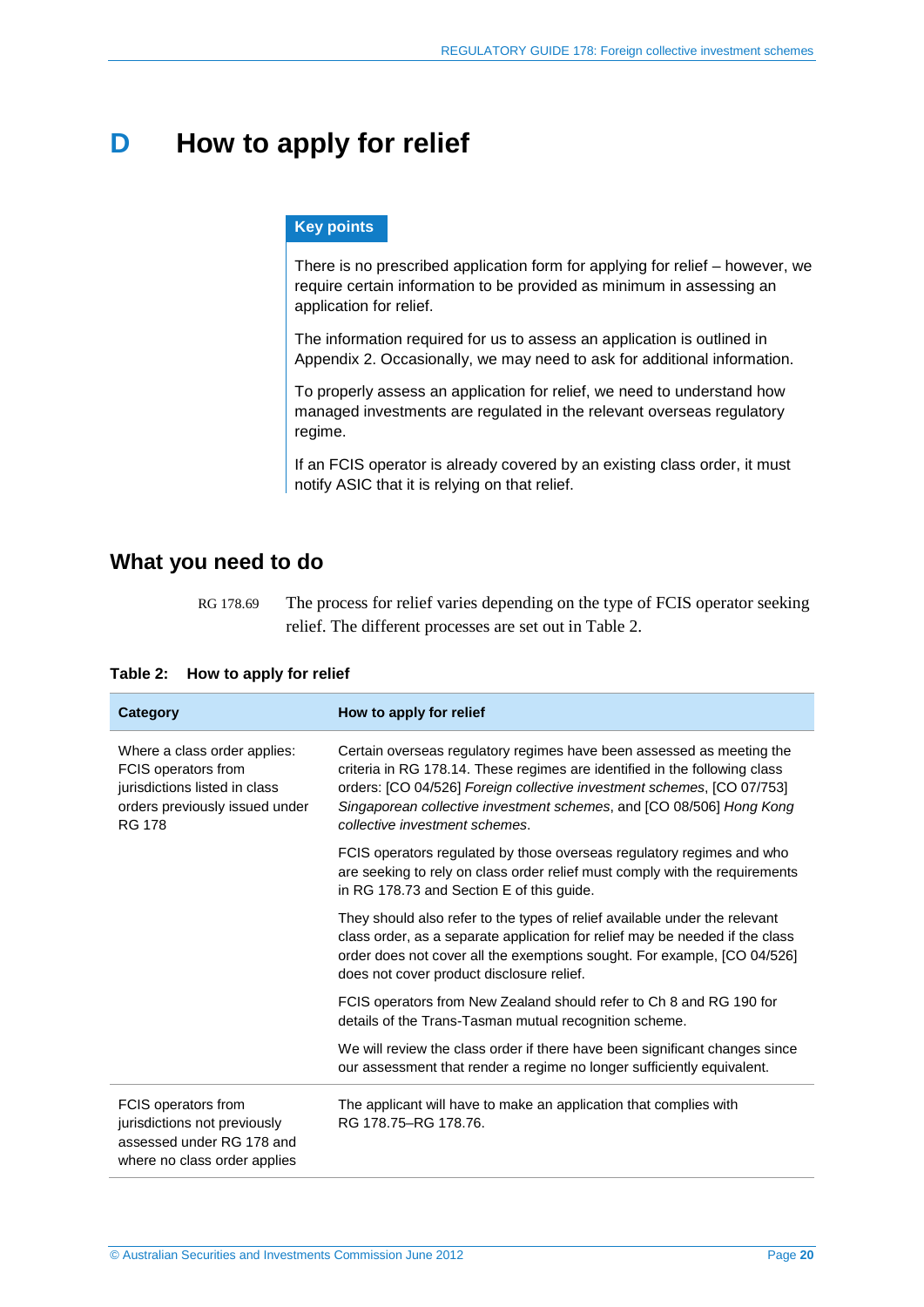# D How to apply for relief

**Key points**

There is no prescribed application form for applying for relief – however, we require certain information to be provided as minimum in assessing an application for relief.

The information required for us to assess an application is outlined in Appendix 2. Occasionally, we may need to ask for additional information.

To properly assess an application for relief, we need to understand how managed investments are regulated in the relevant overseas regulatory regime.

If an FCIS operator is already covered by an existing class order, it must notify ASIC that it is relying on that relief.

## What you need to do

RG 178.69 The process for relief varies depending on the type of FCIS operator seeking relief. The different processes are set out in Table 2.

**Table 2: How to apply for relief**

| Category | How to apply for relief |
|---|---|
| Where a class order applies: FCIS operators from jurisdictions listed in class orders previously issued under RG 178 | Certain overseas regulatory regimes have been assessed as meeting the criteria in RG 178.14. These regimes are identified in the following class orders: [CO 04/526] *Foreign collective investment schemes*, [CO 07/753] *Singaporean collective investment schemes*, and [CO 08/506] *Hong Kong collective investment schemes*.<br><br>FCIS operators regulated by those overseas regulatory regimes and who are seeking to rely on class order relief must comply with the requirements in RG 178.73 and Section E of this guide.<br><br>They should also refer to the types of relief available under the relevant class order, as a separate application for relief may be needed if the class order does not cover all the exemptions sought. For example, [CO 04/526] does not cover product disclosure relief.<br><br>FCIS operators from New Zealand should refer to Ch 8 and RG 190 for details of the Trans-Tasman mutual recognition scheme.<br><br>We will review the class order if there have been significant changes since our assessment that render a regime no longer sufficiently equivalent. |
| FCIS operators from jurisdictions not previously assessed under RG 178 and where no class order applies | The applicant will have to make an application that complies with RG 178.75–RG 178.76. |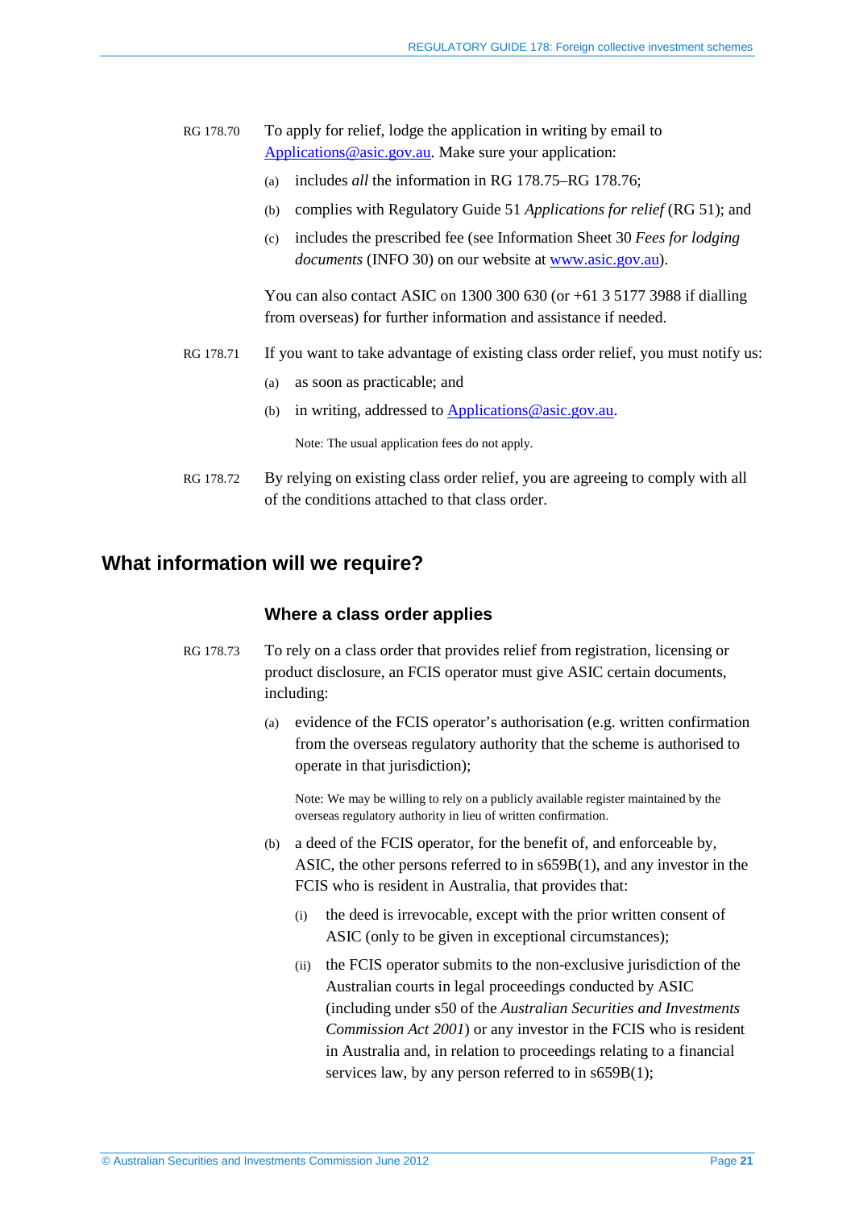RG 178.70 To apply for relief, lodge the application in writing by email to Applications@asic.gov.au. Make sure your application:

(a) includes *all* the information in RG 178.75–RG 178.76;

(b) complies with Regulatory Guide 51 *Applications for relief* (RG 51); and

(c) includes the prescribed fee (see Information Sheet 30 *Fees for lodging documents* (INFO 30) on our website at www.asic.gov.au).

You can also contact ASIC on 1300 300 630 (or +61 3 5177 3988 if dialling from overseas) for further information and assistance if needed.

RG 178.71 If you want to take advantage of existing class order relief, you must notify us:

(a) as soon as practicable; and

(b) in writing, addressed to Applications@asic.gov.au.

Note: The usual application fees do not apply.

RG 178.72 By relying on existing class order relief, you are agreeing to comply with all of the conditions attached to that class order.

## What information will we require?

### Where a class order applies

RG 178.73 To rely on a class order that provides relief from registration, licensing or product disclosure, an FCIS operator must give ASIC certain documents, including:

(a) evidence of the FCIS operator's authorisation (e.g. written confirmation from the overseas regulatory authority that the scheme is authorised to operate in that jurisdiction);

Note: We may be willing to rely on a publicly available register maintained by the overseas regulatory authority in lieu of written confirmation.

(b) a deed of the FCIS operator, for the benefit of, and enforceable by, ASIC, the other persons referred to in s659B(1), and any investor in the FCIS who is resident in Australia, that provides that:

(i) the deed is irrevocable, except with the prior written consent of ASIC (only to be given in exceptional circumstances);

(ii) the FCIS operator submits to the non-exclusive jurisdiction of the Australian courts in legal proceedings conducted by ASIC (including under s50 of the *Australian Securities and Investments Commission Act 2001*) or any investor in the FCIS who is resident in Australia and, in relation to proceedings relating to a financial services law, by any person referred to in s659B(1);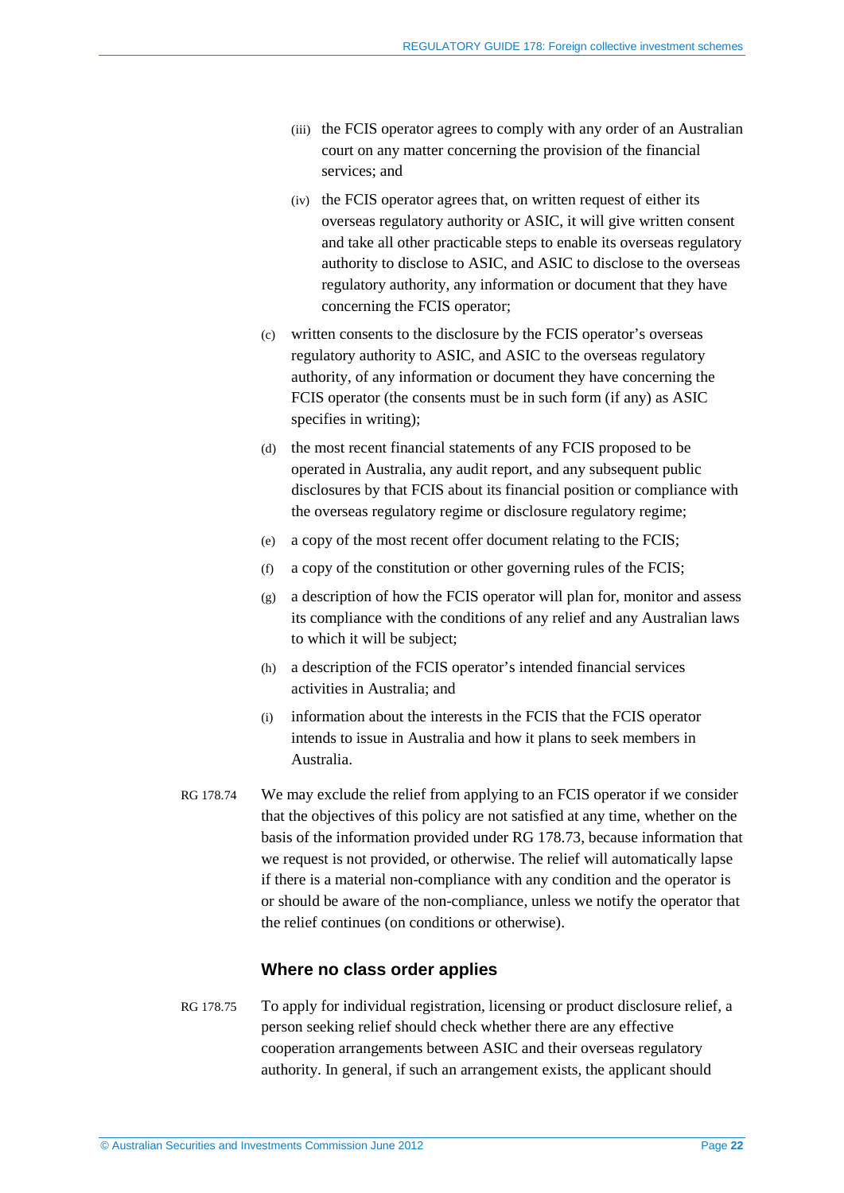(iii) the FCIS operator agrees to comply with any order of an Australian court on any matter concerning the provision of the financial services; and

(iv) the FCIS operator agrees that, on written request of either its overseas regulatory authority or ASIC, it will give written consent and take all other practicable steps to enable its overseas regulatory authority to disclose to ASIC, and ASIC to disclose to the overseas regulatory authority, any information or document that they have concerning the FCIS operator;

(c) written consents to the disclosure by the FCIS operator's overseas regulatory authority to ASIC, and ASIC to the overseas regulatory authority, of any information or document they have concerning the FCIS operator (the consents must be in such form (if any) as ASIC specifies in writing);

(d) the most recent financial statements of any FCIS proposed to be operated in Australia, any audit report, and any subsequent public disclosures by that FCIS about its financial position or compliance with the overseas regulatory regime or disclosure regulatory regime;

(e) a copy of the most recent offer document relating to the FCIS;

(f) a copy of the constitution or other governing rules of the FCIS;

(g) a description of how the FCIS operator will plan for, monitor and assess its compliance with the conditions of any relief and any Australian laws to which it will be subject;

(h) a description of the FCIS operator's intended financial services activities in Australia; and

(i) information about the interests in the FCIS that the FCIS operator intends to issue in Australia and how it plans to seek members in Australia.

RG 178.74 We may exclude the relief from applying to an FCIS operator if we consider that the objectives of this policy are not satisfied at any time, whether on the basis of the information provided under RG 178.73, because information that we request is not provided, or otherwise. The relief will automatically lapse if there is a material non-compliance with any condition and the operator is or should be aware of the non-compliance, unless we notify the operator that the relief continues (on conditions or otherwise).

### Where no class order applies

RG 178.75 To apply for individual registration, licensing or product disclosure relief, a person seeking relief should check whether there are any effective cooperation arrangements between ASIC and their overseas regulatory authority. In general, if such an arrangement exists, the applicant should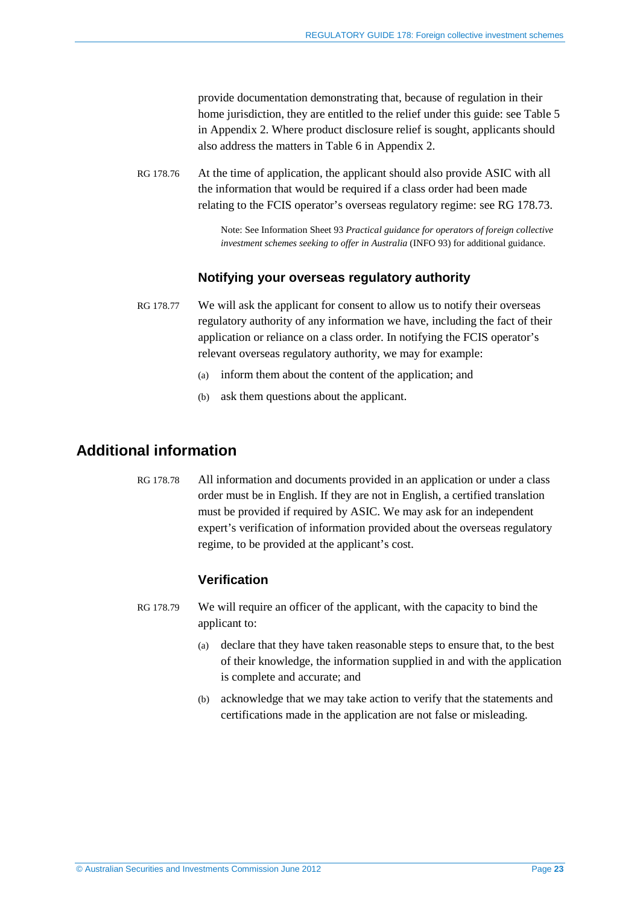provide documentation demonstrating that, because of regulation in their home jurisdiction, they are entitled to the relief under this guide: see Table 5 in Appendix 2. Where product disclosure relief is sought, applicants should also address the matters in Table 6 in Appendix 2.

RG 178.76 At the time of application, the applicant should also provide ASIC with all the information that would be required if a class order had been made relating to the FCIS operator's overseas regulatory regime: see RG 178.73.

Note: See Information Sheet 93 *Practical guidance for operators of foreign collective investment schemes seeking to offer in Australia* (INFO 93) for additional guidance.

### Notifying your overseas regulatory authority

RG 178.77 We will ask the applicant for consent to allow us to notify their overseas regulatory authority of any information we have, including the fact of their application or reliance on a class order. In notifying the FCIS operator's relevant overseas regulatory authority, we may for example:

(a) inform them about the content of the application; and

(b) ask them questions about the applicant.

## Additional information

RG 178.78 All information and documents provided in an application or under a class order must be in English. If they are not in English, a certified translation must be provided if required by ASIC. We may ask for an independent expert's verification of information provided about the overseas regulatory regime, to be provided at the applicant's cost.

### Verification

RG 178.79 We will require an officer of the applicant, with the capacity to bind the applicant to:

(a) declare that they have taken reasonable steps to ensure that, to the best of their knowledge, the information supplied in and with the application is complete and accurate; and

(b) acknowledge that we may take action to verify that the statements and certifications made in the application are not false or misleading.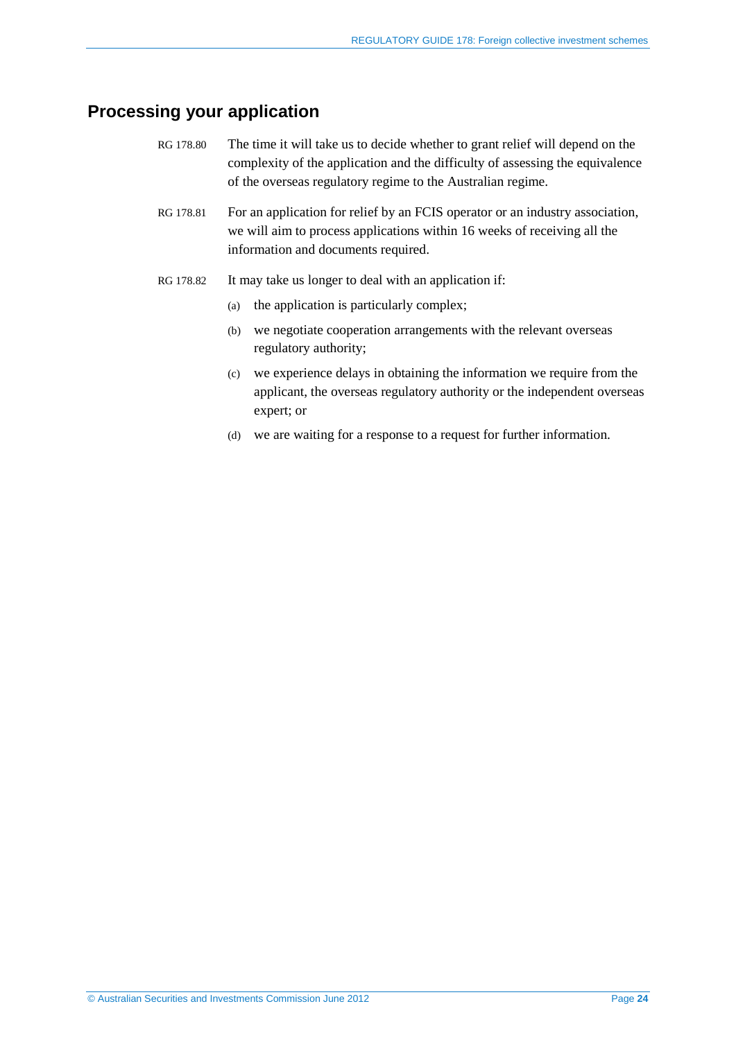## Processing your application

RG 178.80 The time it will take us to decide whether to grant relief will depend on the complexity of the application and the difficulty of assessing the equivalence of the overseas regulatory regime to the Australian regime.

RG 178.81 For an application for relief by an FCIS operator or an industry association, we will aim to process applications within 16 weeks of receiving all the information and documents required.

RG 178.82 It may take us longer to deal with an application if:

(a) the application is particularly complex;

(b) we negotiate cooperation arrangements with the relevant overseas regulatory authority;

(c) we experience delays in obtaining the information we require from the applicant, the overseas regulatory authority or the independent overseas expert; or

(d) we are waiting for a response to a request for further information.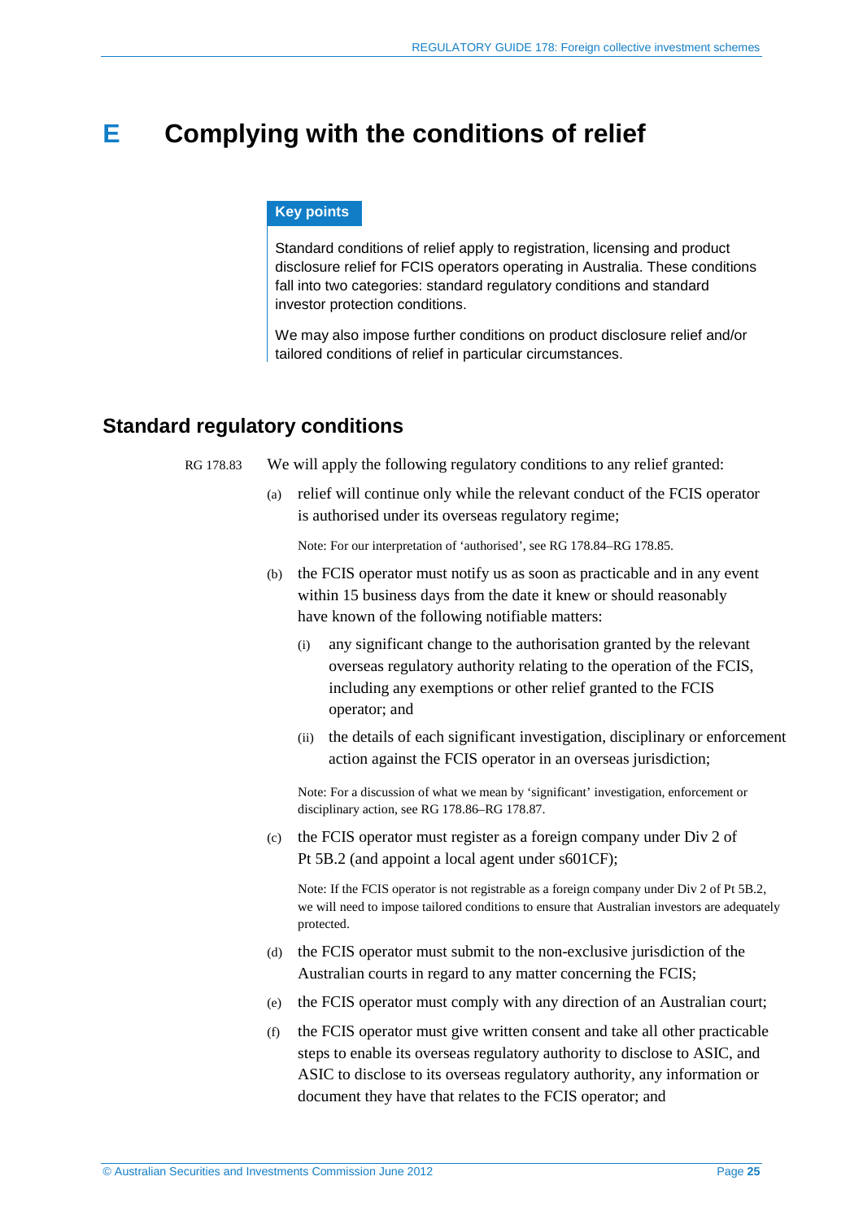# E Complying with the conditions of relief

**Key points**

Standard conditions of relief apply to registration, licensing and product disclosure relief for FCIS operators operating in Australia. These conditions fall into two categories: standard regulatory conditions and standard investor protection conditions.

We may also impose further conditions on product disclosure relief and/or tailored conditions of relief in particular circumstances.

## Standard regulatory conditions

RG 178.83 We will apply the following regulatory conditions to any relief granted:

(a) relief will continue only while the relevant conduct of the FCIS operator is authorised under its overseas regulatory regime;

Note: For our interpretation of 'authorised', see RG 178.84–RG 178.85.

(b) the FCIS operator must notify us as soon as practicable and in any event within 15 business days from the date it knew or should reasonably have known of the following notifiable matters:

  (i) any significant change to the authorisation granted by the relevant overseas regulatory authority relating to the operation of the FCIS, including any exemptions or other relief granted to the FCIS operator; and

  (ii) the details of each significant investigation, disciplinary or enforcement action against the FCIS operator in an overseas jurisdiction;

Note: For a discussion of what we mean by 'significant' investigation, enforcement or disciplinary action, see RG 178.86–RG 178.87.

(c) the FCIS operator must register as a foreign company under Div 2 of Pt 5B.2 (and appoint a local agent under s601CF);

Note: If the FCIS operator is not registrable as a foreign company under Div 2 of Pt 5B.2, we will need to impose tailored conditions to ensure that Australian investors are adequately protected.

(d) the FCIS operator must submit to the non-exclusive jurisdiction of the Australian courts in regard to any matter concerning the FCIS;

(e) the FCIS operator must comply with any direction of an Australian court;

(f) the FCIS operator must give written consent and take all other practicable steps to enable its overseas regulatory authority to disclose to ASIC, and ASIC to disclose to its overseas regulatory authority, any information or document they have that relates to the FCIS operator; and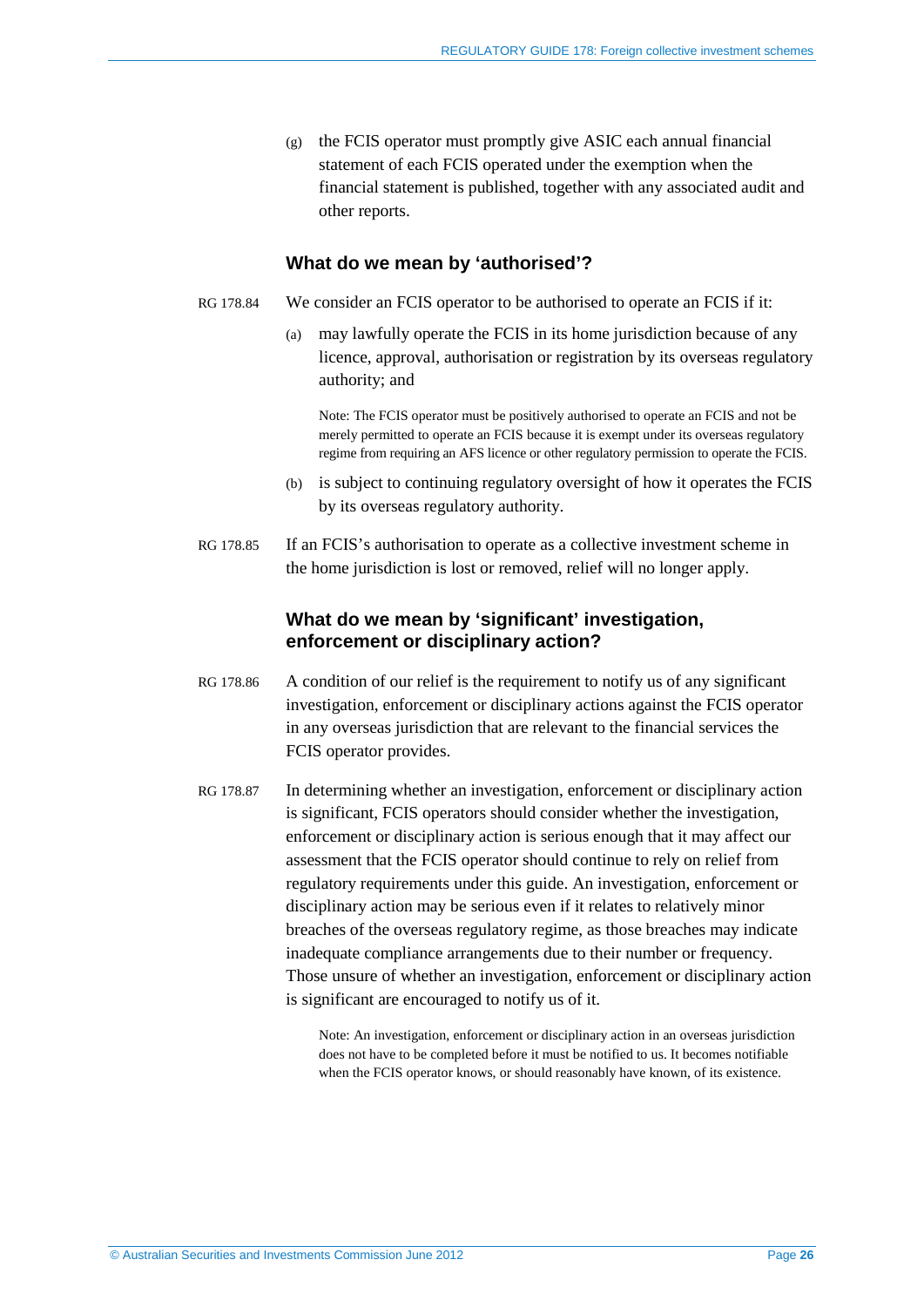(g) the FCIS operator must promptly give ASIC each annual financial statement of each FCIS operated under the exemption when the financial statement is published, together with any associated audit and other reports.

### What do we mean by 'authorised'?

RG 178.84 We consider an FCIS operator to be authorised to operate an FCIS if it:

(a) may lawfully operate the FCIS in its home jurisdiction because of any licence, approval, authorisation or registration by its overseas regulatory authority; and

Note: The FCIS operator must be positively authorised to operate an FCIS and not be merely permitted to operate an FCIS because it is exempt under its overseas regulatory regime from requiring an AFS licence or other regulatory permission to operate the FCIS.

(b) is subject to continuing regulatory oversight of how it operates the FCIS by its overseas regulatory authority.

RG 178.85 If an FCIS's authorisation to operate as a collective investment scheme in the home jurisdiction is lost or removed, relief will no longer apply.

### What do we mean by 'significant' investigation, enforcement or disciplinary action?

RG 178.86 A condition of our relief is the requirement to notify us of any significant investigation, enforcement or disciplinary actions against the FCIS operator in any overseas jurisdiction that are relevant to the financial services the FCIS operator provides.

RG 178.87 In determining whether an investigation, enforcement or disciplinary action is significant, FCIS operators should consider whether the investigation, enforcement or disciplinary action is serious enough that it may affect our assessment that the FCIS operator should continue to rely on relief from regulatory requirements under this guide. An investigation, enforcement or disciplinary action may be serious even if it relates to relatively minor breaches of the overseas regulatory regime, as those breaches may indicate inadequate compliance arrangements due to their number or frequency. Those unsure of whether an investigation, enforcement or disciplinary action is significant are encouraged to notify us of it.

Note: An investigation, enforcement or disciplinary action in an overseas jurisdiction does not have to be completed before it must be notified to us. It becomes notifiable when the FCIS operator knows, or should reasonably have known, of its existence.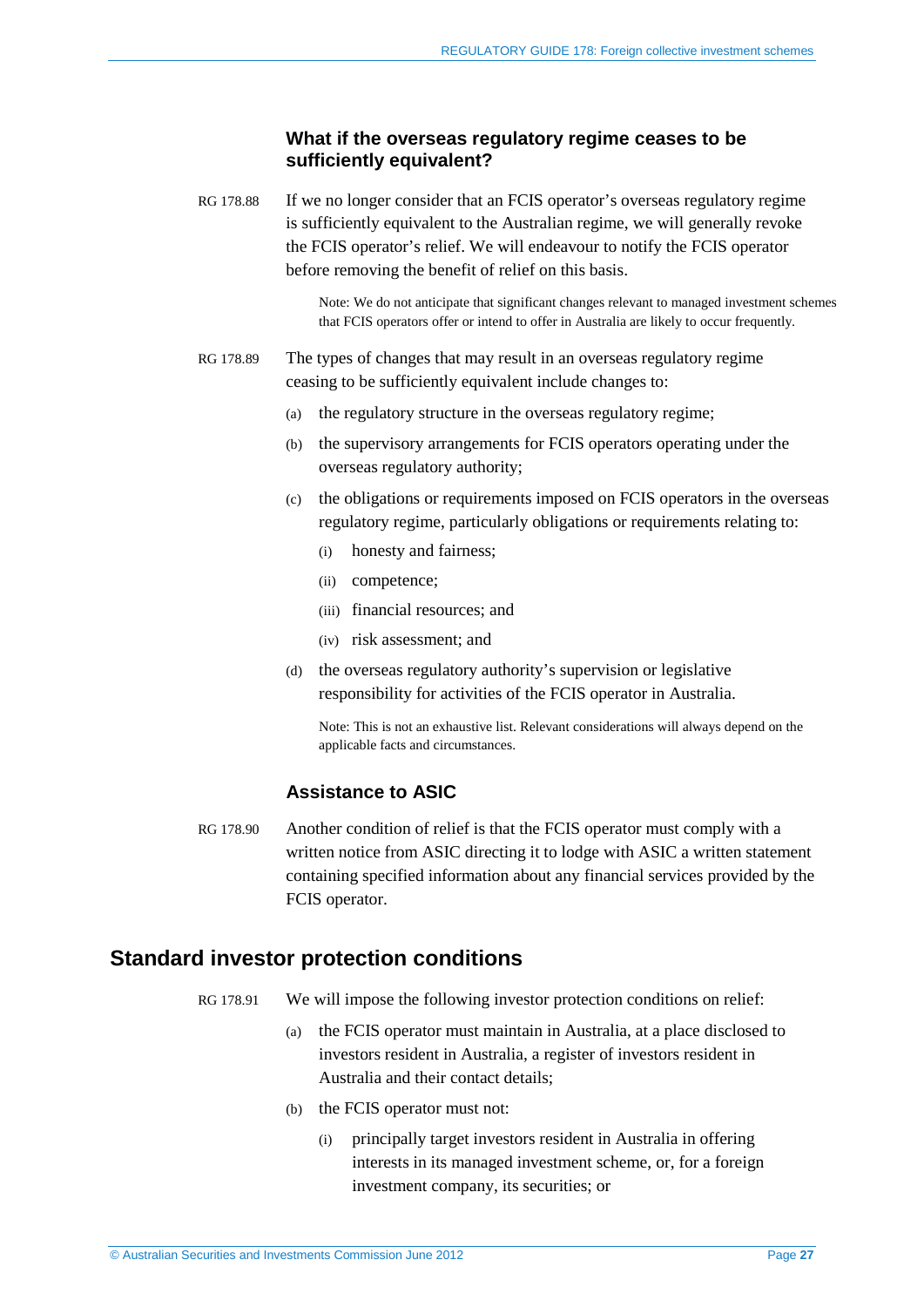### What if the overseas regulatory regime ceases to be sufficiently equivalent?

RG 178.88 If we no longer consider that an FCIS operator's overseas regulatory regime is sufficiently equivalent to the Australian regime, we will generally revoke the FCIS operator's relief. We will endeavour to notify the FCIS operator before removing the benefit of relief on this basis.

> Note: We do not anticipate that significant changes relevant to managed investment schemes that FCIS operators offer or intend to offer in Australia are likely to occur frequently.

RG 178.89 The types of changes that may result in an overseas regulatory regime ceasing to be sufficiently equivalent include changes to:

- (a) the regulatory structure in the overseas regulatory regime;
- (b) the supervisory arrangements for FCIS operators operating under the overseas regulatory authority;
- (c) the obligations or requirements imposed on FCIS operators in the overseas regulatory regime, particularly obligations or requirements relating to:
  - (i) honesty and fairness;
  - (ii) competence;
  - (iii) financial resources; and
  - (iv) risk assessment; and
- (d) the overseas regulatory authority's supervision or legislative responsibility for activities of the FCIS operator in Australia.

> Note: This is not an exhaustive list. Relevant considerations will always depend on the applicable facts and circumstances.

### Assistance to ASIC

RG 178.90 Another condition of relief is that the FCIS operator must comply with a written notice from ASIC directing it to lodge with ASIC a written statement containing specified information about any financial services provided by the FCIS operator.

## Standard investor protection conditions

RG 178.91 We will impose the following investor protection conditions on relief:

- (a) the FCIS operator must maintain in Australia, at a place disclosed to investors resident in Australia, a register of investors resident in Australia and their contact details;
- (b) the FCIS operator must not:
  - (i) principally target investors resident in Australia in offering interests in its managed investment scheme, or, for a foreign investment company, its securities; or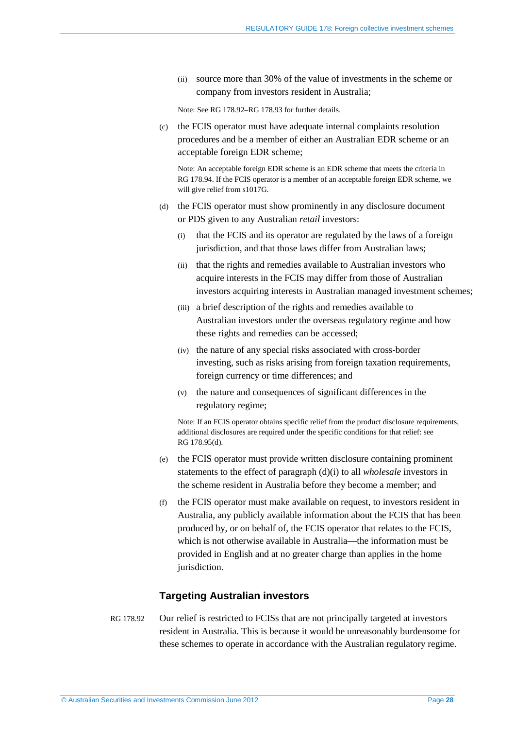(ii) source more than 30% of the value of investments in the scheme or company from investors resident in Australia;

Note: See RG 178.92–RG 178.93 for further details.

(c) the FCIS operator must have adequate internal complaints resolution procedures and be a member of either an Australian EDR scheme or an acceptable foreign EDR scheme;

Note: An acceptable foreign EDR scheme is an EDR scheme that meets the criteria in RG 178.94. If the FCIS operator is a member of an acceptable foreign EDR scheme, we will give relief from s1017G.

(d) the FCIS operator must show prominently in any disclosure document or PDS given to any Australian *retail* investors:

(i) that the FCIS and its operator are regulated by the laws of a foreign jurisdiction, and that those laws differ from Australian laws;

(ii) that the rights and remedies available to Australian investors who acquire interests in the FCIS may differ from those of Australian investors acquiring interests in Australian managed investment schemes;

(iii) a brief description of the rights and remedies available to Australian investors under the overseas regulatory regime and how these rights and remedies can be accessed;

(iv) the nature of any special risks associated with cross-border investing, such as risks arising from foreign taxation requirements, foreign currency or time differences; and

(v) the nature and consequences of significant differences in the regulatory regime;

Note: If an FCIS operator obtains specific relief from the product disclosure requirements, additional disclosures are required under the specific conditions for that relief: see RG 178.95(d).

(e) the FCIS operator must provide written disclosure containing prominent statements to the effect of paragraph (d)(i) to all *wholesale* investors in the scheme resident in Australia before they become a member; and

(f) the FCIS operator must make available on request, to investors resident in Australia, any publicly available information about the FCIS that has been produced by, or on behalf of, the FCIS operator that relates to the FCIS, which is not otherwise available in Australia—the information must be provided in English and at no greater charge than applies in the home jurisdiction.

## Targeting Australian investors

RG 178.92 Our relief is restricted to FCISs that are not principally targeted at investors resident in Australia. This is because it would be unreasonably burdensome for these schemes to operate in accordance with the Australian regulatory regime.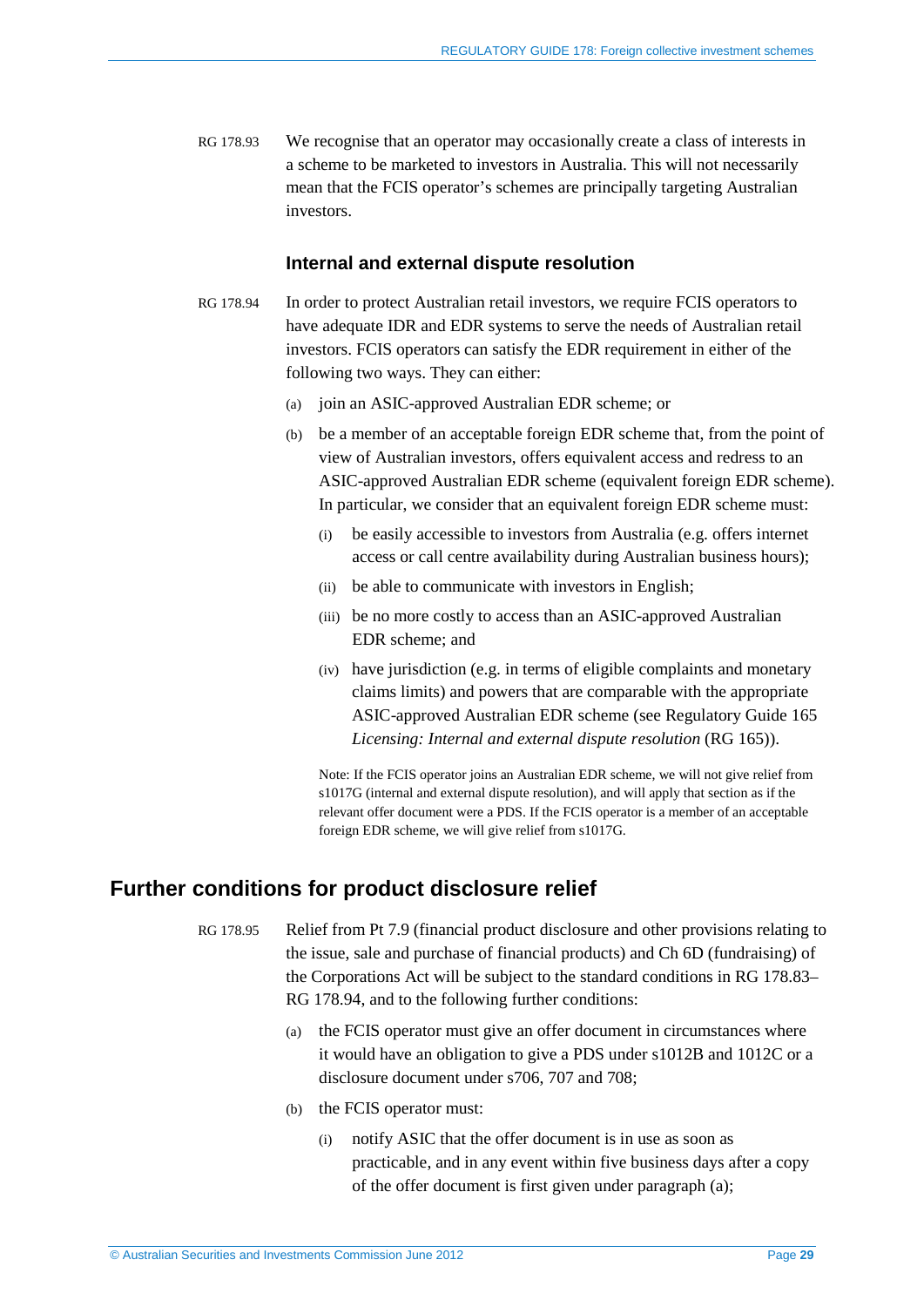RG 178.93 We recognise that an operator may occasionally create a class of interests in a scheme to be marketed to investors in Australia. This will not necessarily mean that the FCIS operator's schemes are principally targeting Australian investors.

### Internal and external dispute resolution

RG 178.94 In order to protect Australian retail investors, we require FCIS operators to have adequate IDR and EDR systems to serve the needs of Australian retail investors. FCIS operators can satisfy the EDR requirement in either of the following two ways. They can either:

- (a) join an ASIC-approved Australian EDR scheme; or
- (b) be a member of an acceptable foreign EDR scheme that, from the point of view of Australian investors, offers equivalent access and redress to an ASIC-approved Australian EDR scheme (equivalent foreign EDR scheme). In particular, we consider that an equivalent foreign EDR scheme must:
  - (i) be easily accessible to investors from Australia (e.g. offers internet access or call centre availability during Australian business hours);
  - (ii) be able to communicate with investors in English;
  - (iii) be no more costly to access than an ASIC-approved Australian EDR scheme; and
  - (iv) have jurisdiction (e.g. in terms of eligible complaints and monetary claims limits) and powers that are comparable with the appropriate ASIC-approved Australian EDR scheme (see Regulatory Guide 165 *Licensing: Internal and external dispute resolution* (RG 165)).

Note: If the FCIS operator joins an Australian EDR scheme, we will not give relief from s1017G (internal and external dispute resolution), and will apply that section as if the relevant offer document were a PDS. If the FCIS operator is a member of an acceptable foreign EDR scheme, we will give relief from s1017G.

## Further conditions for product disclosure relief

RG 178.95 Relief from Pt 7.9 (financial product disclosure and other provisions relating to the issue, sale and purchase of financial products) and Ch 6D (fundraising) of the Corporations Act will be subject to the standard conditions in RG 178.83–RG 178.94, and to the following further conditions:

- (a) the FCIS operator must give an offer document in circumstances where it would have an obligation to give a PDS under s1012B and 1012C or a disclosure document under s706, 707 and 708;
- (b) the FCIS operator must:
  - (i) notify ASIC that the offer document is in use as soon as practicable, and in any event within five business days after a copy of the offer document is first given under paragraph (a);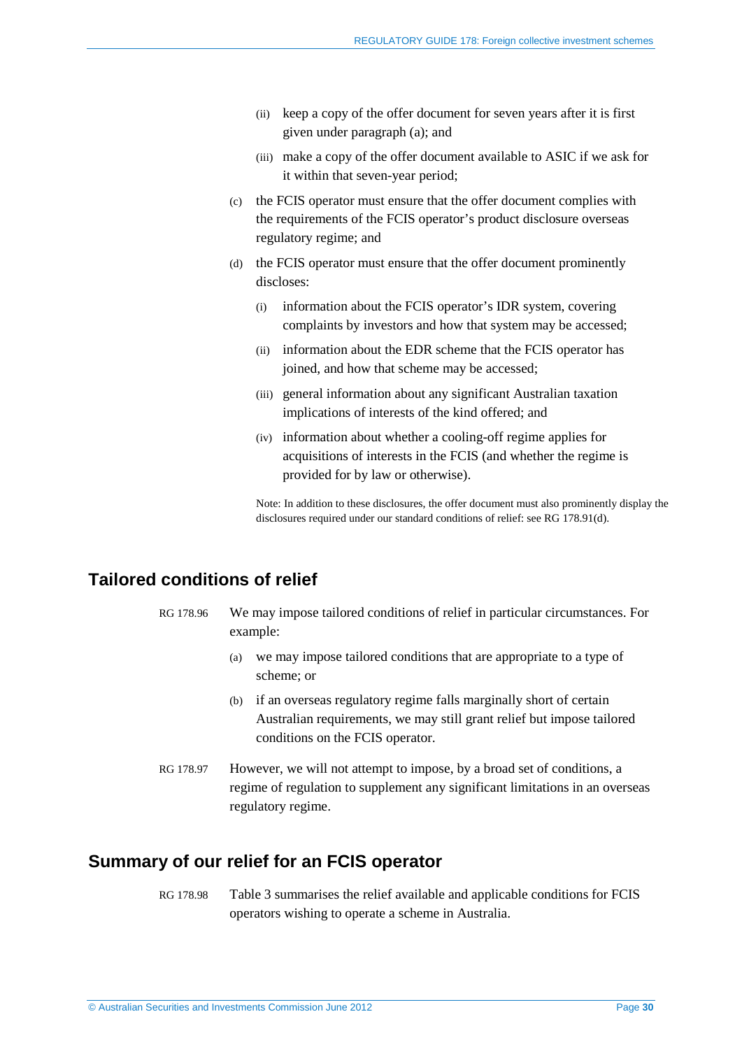(ii) keep a copy of the offer document for seven years after it is first given under paragraph (a); and

(iii) make a copy of the offer document available to ASIC if we ask for it within that seven-year period;

(c) the FCIS operator must ensure that the offer document complies with the requirements of the FCIS operator's product disclosure overseas regulatory regime; and

(d) the FCIS operator must ensure that the offer document prominently discloses:

(i) information about the FCIS operator's IDR system, covering complaints by investors and how that system may be accessed;

(ii) information about the EDR scheme that the FCIS operator has joined, and how that scheme may be accessed;

(iii) general information about any significant Australian taxation implications of interests of the kind offered; and

(iv) information about whether a cooling-off regime applies for acquisitions of interests in the FCIS (and whether the regime is provided for by law or otherwise).

Note: In addition to these disclosures, the offer document must also prominently display the disclosures required under our standard conditions of relief: see RG 178.91(d).

## Tailored conditions of relief

RG 178.96 We may impose tailored conditions of relief in particular circumstances. For example:

(a) we may impose tailored conditions that are appropriate to a type of scheme; or

(b) if an overseas regulatory regime falls marginally short of certain Australian requirements, we may still grant relief but impose tailored conditions on the FCIS operator.

RG 178.97 However, we will not attempt to impose, by a broad set of conditions, a regime of regulation to supplement any significant limitations in an overseas regulatory regime.

## Summary of our relief for an FCIS operator

RG 178.98 Table 3 summarises the relief available and applicable conditions for FCIS operators wishing to operate a scheme in Australia.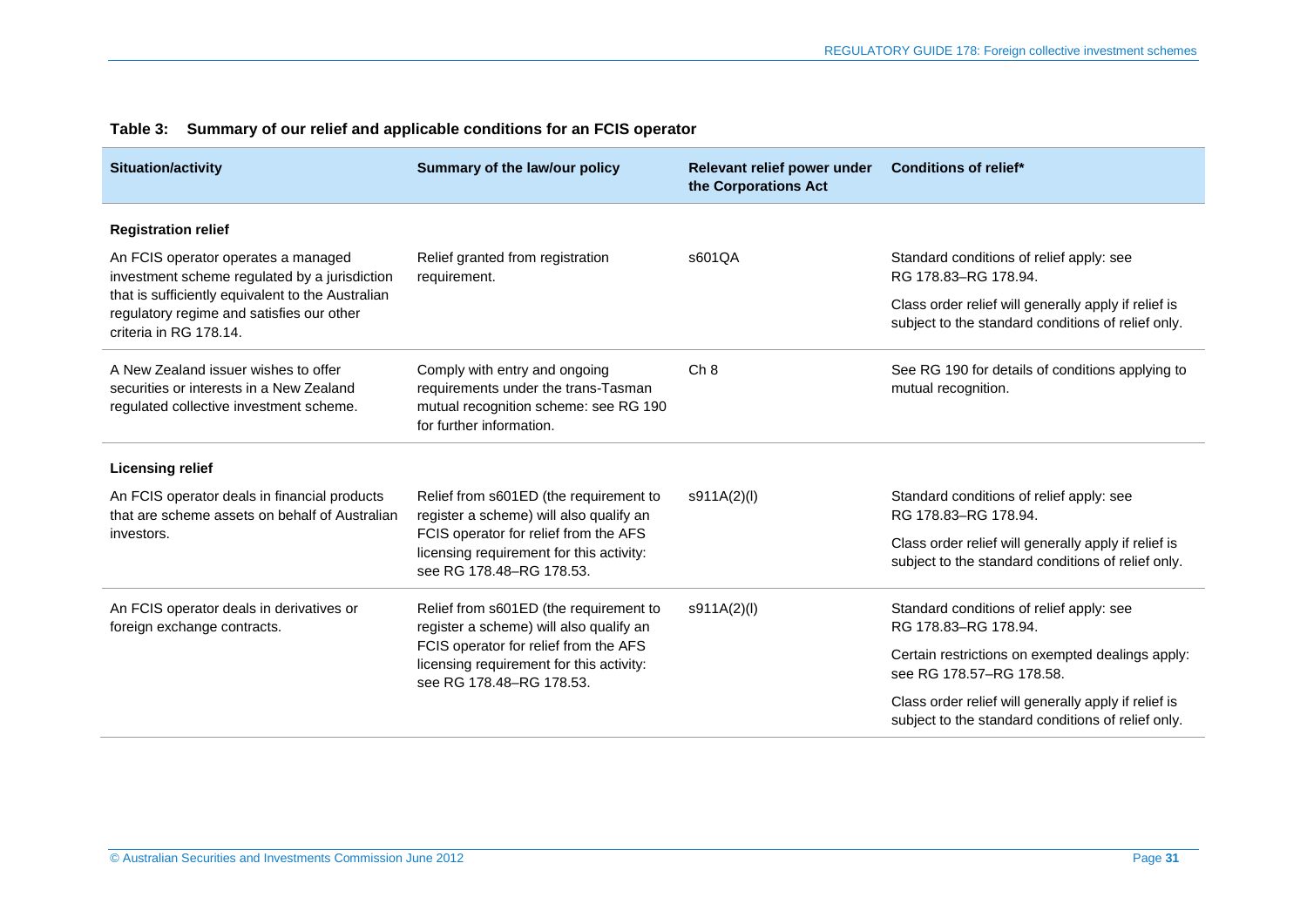**Table 3: Summary of our relief and applicable conditions for an FCIS operator**

| Situation/activity | Summary of the law/our policy | Relevant relief power under the Corporations Act | Conditions of relief* |
|---|---|---|---|
| **Registration relief** | | | |
| An FCIS operator operates a managed investment scheme regulated by a jurisdiction that is sufficiently equivalent to the Australian regulatory regime and satisfies our other criteria in RG 178.14. | Relief granted from registration requirement. | s601QA | Standard conditions of relief apply: see RG 178.83–RG 178.94.<br><br>Class order relief will generally apply if relief is subject to the standard conditions of relief only. |
| A New Zealand issuer wishes to offer securities or interests in a New Zealand regulated collective investment scheme. | Comply with entry and ongoing requirements under the trans-Tasman mutual recognition scheme: see RG 190 for further information. | Ch 8 | See RG 190 for details of conditions applying to mutual recognition. |
| **Licensing relief** | | | |
| An FCIS operator deals in financial products that are scheme assets on behalf of Australian investors. | Relief from s601ED (the requirement to register a scheme) will also qualify an FCIS operator for relief from the AFS licensing requirement for this activity: see RG 178.48–RG 178.53. | s911A(2)(l) | Standard conditions of relief apply: see RG 178.83–RG 178.94.<br><br>Class order relief will generally apply if relief is subject to the standard conditions of relief only. |
| An FCIS operator deals in derivatives or foreign exchange contracts. | Relief from s601ED (the requirement to register a scheme) will also qualify an FCIS operator for relief from the AFS licensing requirement for this activity: see RG 178.48–RG 178.53. | s911A(2)(l) | Standard conditions of relief apply: see RG 178.83–RG 178.94.<br><br>Certain restrictions on exempted dealings apply: see RG 178.57–RG 178.58.<br><br>Class order relief will generally apply if relief is subject to the standard conditions of relief only. |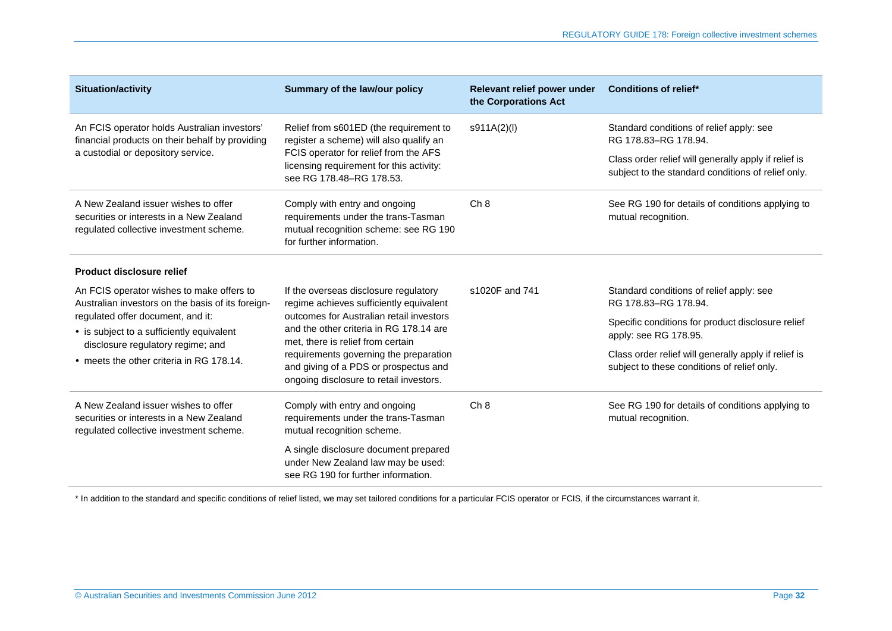| Situation/activity | Summary of the law/our policy | Relevant relief power under the Corporations Act | Conditions of relief* |
|---|---|---|---|
| An FCIS operator holds Australian investors' financial products on their behalf by providing a custodial or depository service. | Relief from s601ED (the requirement to register a scheme) will also qualify an FCIS operator for relief from the AFS licensing requirement for this activity: see RG 178.48–RG 178.53. | s911A(2)(l) | Standard conditions of relief apply: see RG 178.83–RG 178.94.<br><br>Class order relief will generally apply if relief is subject to the standard conditions of relief only. |
| A New Zealand issuer wishes to offer securities or interests in a New Zealand regulated collective investment scheme. | Comply with entry and ongoing requirements under the trans-Tasman mutual recognition scheme: see RG 190 for further information. | Ch 8 | See RG 190 for details of conditions applying to mutual recognition. |
| **Product disclosure relief** | | | |
| An FCIS operator wishes to make offers to Australian investors on the basis of its foreign-regulated offer document, and it:<br>• is subject to a sufficiently equivalent disclosure regulatory regime; and<br>• meets the other criteria in RG 178.14. | If the overseas disclosure regulatory regime achieves sufficiently equivalent outcomes for Australian retail investors and the other criteria in RG 178.14 are met, there is relief from certain requirements governing the preparation and giving of a PDS or prospectus and ongoing disclosure to retail investors. | s1020F and 741 | Standard conditions of relief apply: see RG 178.83–RG 178.94.<br><br>Specific conditions for product disclosure relief apply: see RG 178.95.<br><br>Class order relief will generally apply if relief is subject to these conditions of relief only. |
| A New Zealand issuer wishes to offer securities or interests in a New Zealand regulated collective investment scheme. | Comply with entry and ongoing requirements under the trans-Tasman mutual recognition scheme.<br><br>A single disclosure document prepared under New Zealand law may be used: see RG 190 for further information. | Ch 8 | See RG 190 for details of conditions applying to mutual recognition. |

* In addition to the standard and specific conditions of relief listed, we may set tailored conditions for a particular FCIS operator or FCIS, if the circumstances warrant it.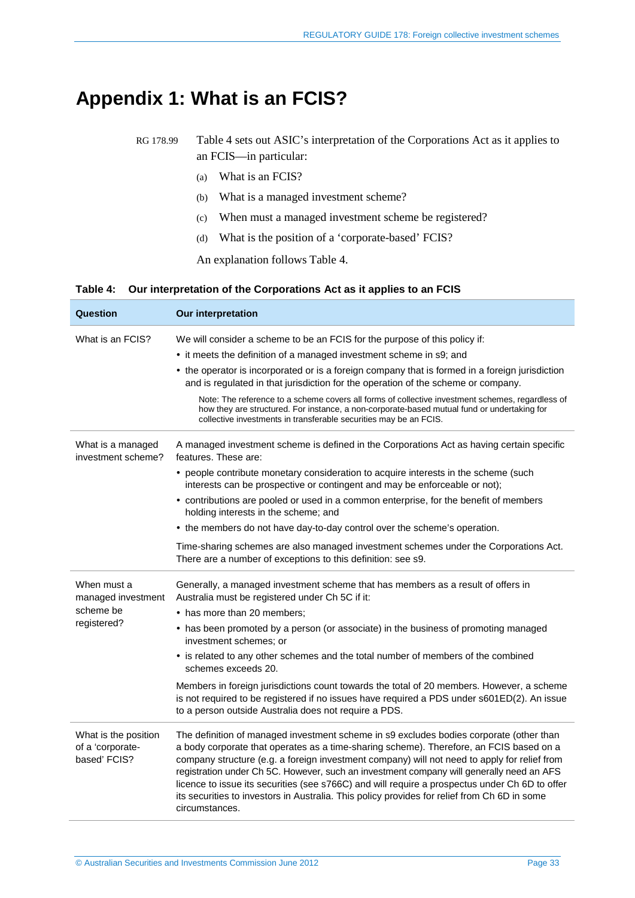# Appendix 1: What is an FCIS?

RG 178.99 Table 4 sets out ASIC's interpretation of the Corporations Act as it applies to an FCIS—in particular:

(a) What is an FCIS?

(b) What is a managed investment scheme?

(c) When must a managed investment scheme be registered?

(d) What is the position of a 'corporate-based' FCIS?

An explanation follows Table 4.

**Table 4: Our interpretation of the Corporations Act as it applies to an FCIS**

| Question | Our interpretation |
| --- | --- |
| What is an FCIS? | We will consider a scheme to be an FCIS for the purpose of this policy if:<br>• it meets the definition of a managed investment scheme in s9; and<br>• the operator is incorporated or is a foreign company that is formed in a foreign jurisdiction and is regulated in that jurisdiction for the operation of the scheme or company.<br>Note: The reference to a scheme covers all forms of collective investment schemes, regardless of how they are structured. For instance, a non-corporate-based mutual fund or undertaking for collective investments in transferable securities may be an FCIS. |
| What is a managed investment scheme? | A managed investment scheme is defined in the Corporations Act as having certain specific features. These are:<br>• people contribute monetary consideration to acquire interests in the scheme (such interests can be prospective or contingent and may be enforceable or not);<br>• contributions are pooled or used in a common enterprise, for the benefit of members holding interests in the scheme; and<br>• the members do not have day-to-day control over the scheme's operation.<br>Time-sharing schemes are also managed investment schemes under the Corporations Act. There are a number of exceptions to this definition: see s9. |
| When must a managed investment scheme be registered? | Generally, a managed investment scheme that has members as a result of offers in Australia must be registered under Ch 5C if it:<br>• has more than 20 members;<br>• has been promoted by a person (or associate) in the business of promoting managed investment schemes; or<br>• is related to any other schemes and the total number of members of the combined schemes exceeds 20.<br>Members in foreign jurisdictions count towards the total of 20 members. However, a scheme is not required to be registered if no issues have required a PDS under s601ED(2). An issue to a person outside Australia does not require a PDS. |
| What is the position of a 'corporate-based' FCIS? | The definition of managed investment scheme in s9 excludes bodies corporate (other than a body corporate that operates as a time-sharing scheme). Therefore, an FCIS based on a company structure (e.g. a foreign investment company) will not need to apply for relief from registration under Ch 5C. However, such an investment company will generally need an AFS licence to issue its securities (see s766C) and will require a prospectus under Ch 6D to offer its securities to investors in Australia. This policy provides for relief from Ch 6D in some circumstances. |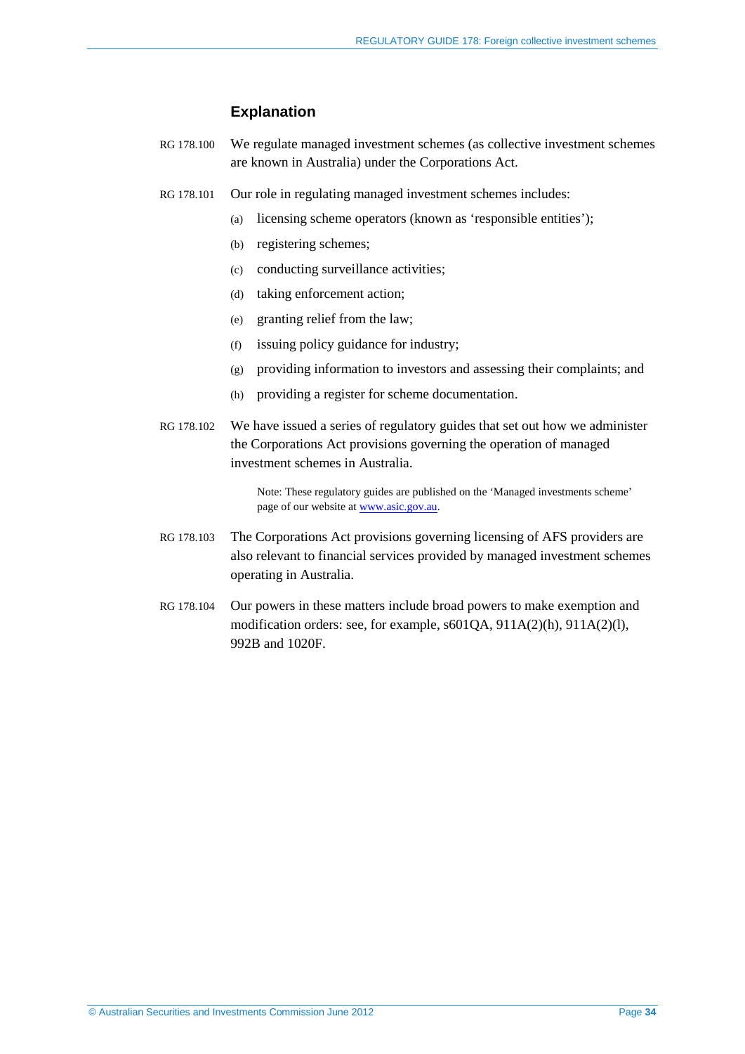### Explanation

RG 178.100 We regulate managed investment schemes (as collective investment schemes are known in Australia) under the Corporations Act.

RG 178.101 Our role in regulating managed investment schemes includes:

(a) licensing scheme operators (known as 'responsible entities');

(b) registering schemes;

(c) conducting surveillance activities;

(d) taking enforcement action;

(e) granting relief from the law;

(f) issuing policy guidance for industry;

(g) providing information to investors and assessing their complaints; and

(h) providing a register for scheme documentation.

RG 178.102 We have issued a series of regulatory guides that set out how we administer the Corporations Act provisions governing the operation of managed investment schemes in Australia.

> Note: These regulatory guides are published on the 'Managed investments scheme' page of our website at www.asic.gov.au.

RG 178.103 The Corporations Act provisions governing licensing of AFS providers are also relevant to financial services provided by managed investment schemes operating in Australia.

RG 178.104 Our powers in these matters include broad powers to make exemption and modification orders: see, for example, s601QA, 911A(2)(h), 911A(2)(l), 992B and 1020F.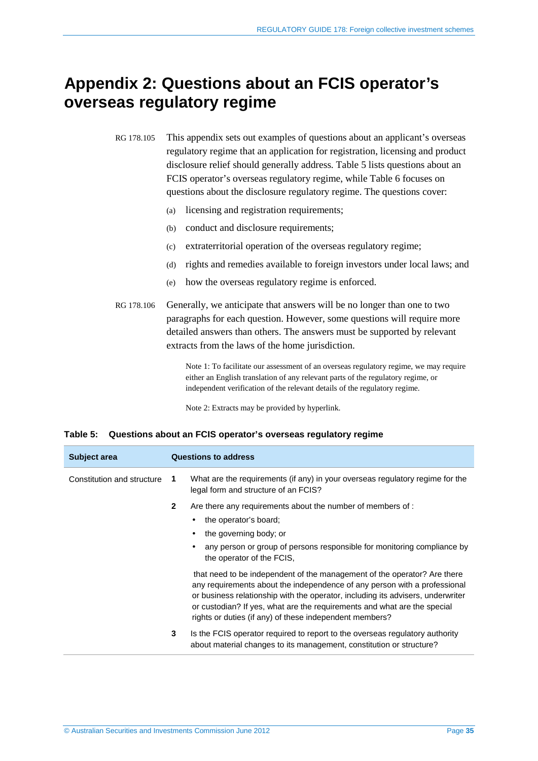# Appendix 2: Questions about an FCIS operator's overseas regulatory regime

RG 178.105 This appendix sets out examples of questions about an applicant's overseas regulatory regime that an application for registration, licensing and product disclosure relief should generally address. Table 5 lists questions about an FCIS operator's overseas regulatory regime, while Table 6 focuses on questions about the disclosure regulatory regime. The questions cover:

(a) licensing and registration requirements;

(b) conduct and disclosure requirements;

(c) extraterritorial operation of the overseas regulatory regime;

(d) rights and remedies available to foreign investors under local laws; and

(e) how the overseas regulatory regime is enforced.

RG 178.106 Generally, we anticipate that answers will be no longer than one to two paragraphs for each question. However, some questions will require more detailed answers than others. The answers must be supported by relevant extracts from the laws of the home jurisdiction.

> Note 1: To facilitate our assessment of an overseas regulatory regime, we may require either an English translation of any relevant parts of the regulatory regime, or independent verification of the relevant details of the regulatory regime.
>
> Note 2: Extracts may be provided by hyperlink.

**Table 5: Questions about an FCIS operator's overseas regulatory regime**

| Subject area | | Questions to address |
|---|---|---|
| Constitution and structure | **1** | What are the requirements (if any) in your overseas regulatory regime for the legal form and structure of an FCIS? |
| | **2** | Are there any requirements about the number of members of :<br>• the operator's board;<br>• the governing body; or<br>• any person or group of persons responsible for monitoring compliance by the operator of the FCIS,<br><br>that need to be independent of the management of the operator? Are there any requirements about the independence of any person with a professional or business relationship with the operator, including its advisers, underwriter or custodian? If yes, what are the requirements and what are the special rights or duties (if any) of these independent members? |
| | **3** | Is the FCIS operator required to report to the overseas regulatory authority about material changes to its management, constitution or structure? |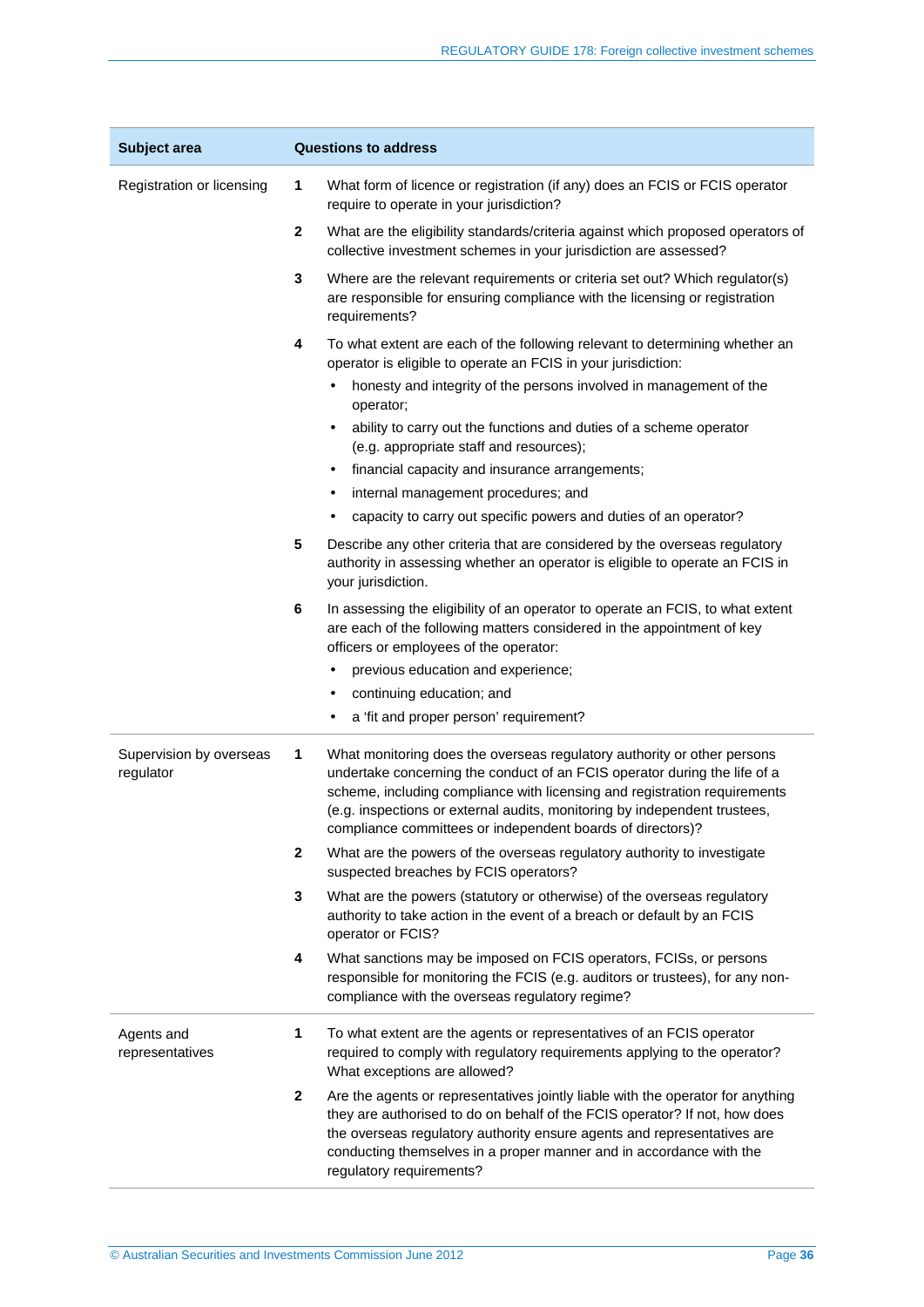| Subject area | Questions to address |
|---|---|
| Registration or licensing | **1** What form of licence or registration (if any) does an FCIS or FCIS operator require to operate in your jurisdiction? |
| | **2** What are the eligibility standards/criteria against which proposed operators of collective investment schemes in your jurisdiction are assessed? |
| | **3** Where are the relevant requirements or criteria set out? Which regulator(s) are responsible for ensuring compliance with the licensing or registration requirements? |
| | **4** To what extent are each of the following relevant to determining whether an operator is eligible to operate an FCIS in your jurisdiction:<br>• honesty and integrity of the persons involved in management of the operator;<br>• ability to carry out the functions and duties of a scheme operator (e.g. appropriate staff and resources);<br>• financial capacity and insurance arrangements;<br>• internal management procedures; and<br>• capacity to carry out specific powers and duties of an operator? |
| | **5** Describe any other criteria that are considered by the overseas regulatory authority in assessing whether an operator is eligible to operate an FCIS in your jurisdiction. |
| | **6** In assessing the eligibility of an operator to operate an FCIS, to what extent are each of the following matters considered in the appointment of key officers or employees of the operator:<br>• previous education and experience;<br>• continuing education; and<br>• a 'fit and proper person' requirement? |
| Supervision by overseas regulator | **1** What monitoring does the overseas regulatory authority or other persons undertake concerning the conduct of an FCIS operator during the life of a scheme, including compliance with licensing and registration requirements (e.g. inspections or external audits, monitoring by independent trustees, compliance committees or independent boards of directors)? |
| | **2** What are the powers of the overseas regulatory authority to investigate suspected breaches by FCIS operators? |
| | **3** What are the powers (statutory or otherwise) of the overseas regulatory authority to take action in the event of a breach or default by an FCIS operator or FCIS? |
| | **4** What sanctions may be imposed on FCIS operators, FCISs, or persons responsible for monitoring the FCIS (e.g. auditors or trustees), for any non-compliance with the overseas regulatory regime? |
| Agents and representatives | **1** To what extent are the agents or representatives of an FCIS operator required to comply with regulatory requirements applying to the operator? What exceptions are allowed? |
| | **2** Are the agents or representatives jointly liable with the operator for anything they are authorised to do on behalf of the FCIS operator? If not, how does the overseas regulatory authority ensure agents and representatives are conducting themselves in a proper manner and in accordance with the regulatory requirements? |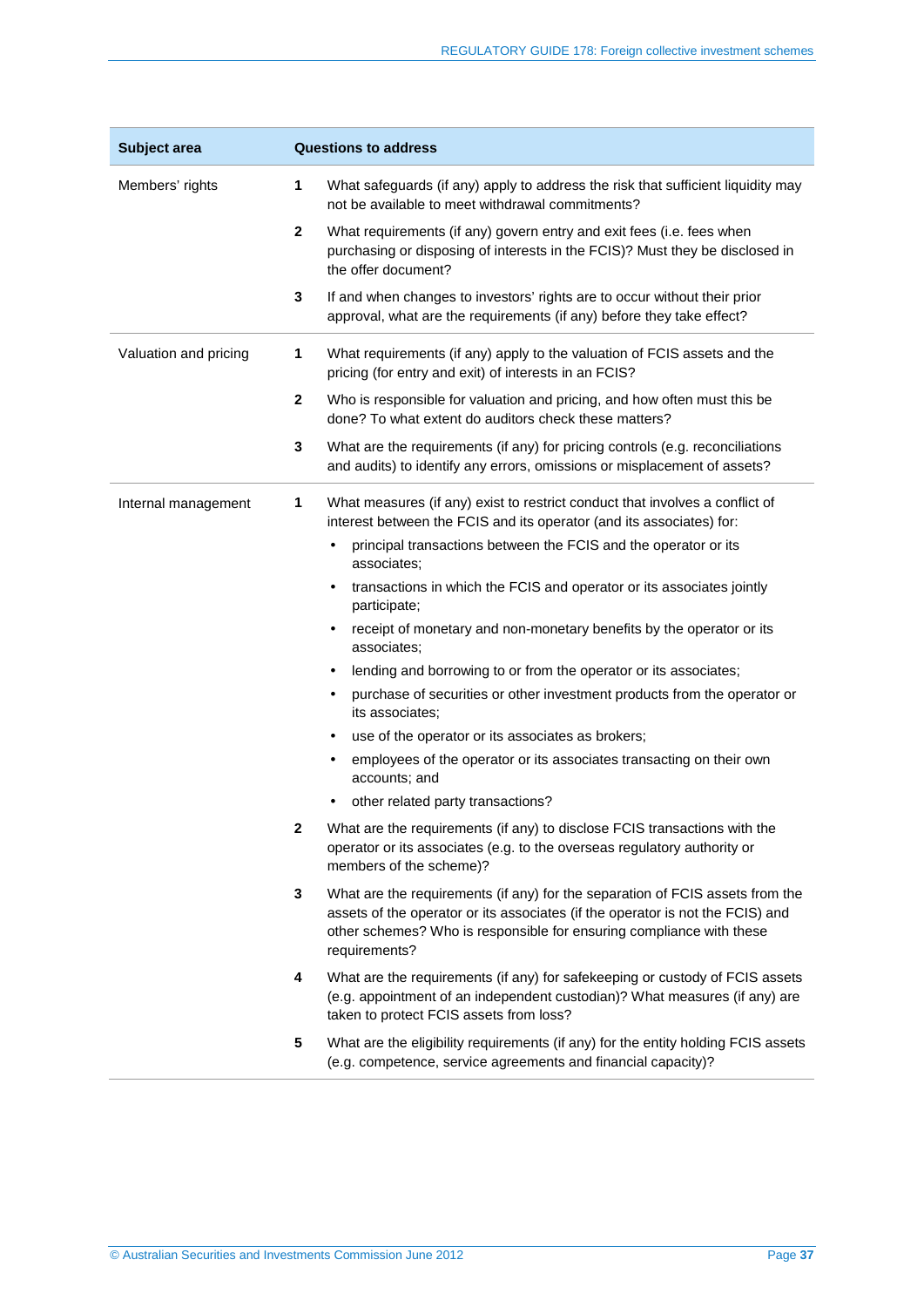| Subject area | Questions to address |
|---|---|
| Members' rights | **1** What safeguards (if any) apply to address the risk that sufficient liquidity may not be available to meet withdrawal commitments? |
| | **2** What requirements (if any) govern entry and exit fees (i.e. fees when purchasing or disposing of interests in the FCIS)? Must they be disclosed in the offer document? |
| | **3** If and when changes to investors' rights are to occur without their prior approval, what are the requirements (if any) before they take effect? |
| Valuation and pricing | **1** What requirements (if any) apply to the valuation of FCIS assets and the pricing (for entry and exit) of interests in an FCIS? |
| | **2** Who is responsible for valuation and pricing, and how often must this be done? To what extent do auditors check these matters? |
| | **3** What are the requirements (if any) for pricing controls (e.g. reconciliations and audits) to identify any errors, omissions or misplacement of assets? |
| Internal management | **1** What measures (if any) exist to restrict conduct that involves a conflict of interest between the FCIS and its operator (and its associates) for: <br>• principal transactions between the FCIS and the operator or its associates; <br>• transactions in which the FCIS and operator or its associates jointly participate; <br>• receipt of monetary and non-monetary benefits by the operator or its associates; <br>• lending and borrowing to or from the operator or its associates; <br>• purchase of securities or other investment products from the operator or its associates; <br>• use of the operator or its associates as brokers; <br>• employees of the operator or its associates transacting on their own accounts; and <br>• other related party transactions? |
| | **2** What are the requirements (if any) to disclose FCIS transactions with the operator or its associates (e.g. to the overseas regulatory authority or members of the scheme)? |
| | **3** What are the requirements (if any) for the separation of FCIS assets from the assets of the operator or its associates (if the operator is not the FCIS) and other schemes? Who is responsible for ensuring compliance with these requirements? |
| | **4** What are the requirements (if any) for safekeeping or custody of FCIS assets (e.g. appointment of an independent custodian)? What measures (if any) are taken to protect FCIS assets from loss? |
| | **5** What are the eligibility requirements (if any) for the entity holding FCIS assets (e.g. competence, service agreements and financial capacity)? |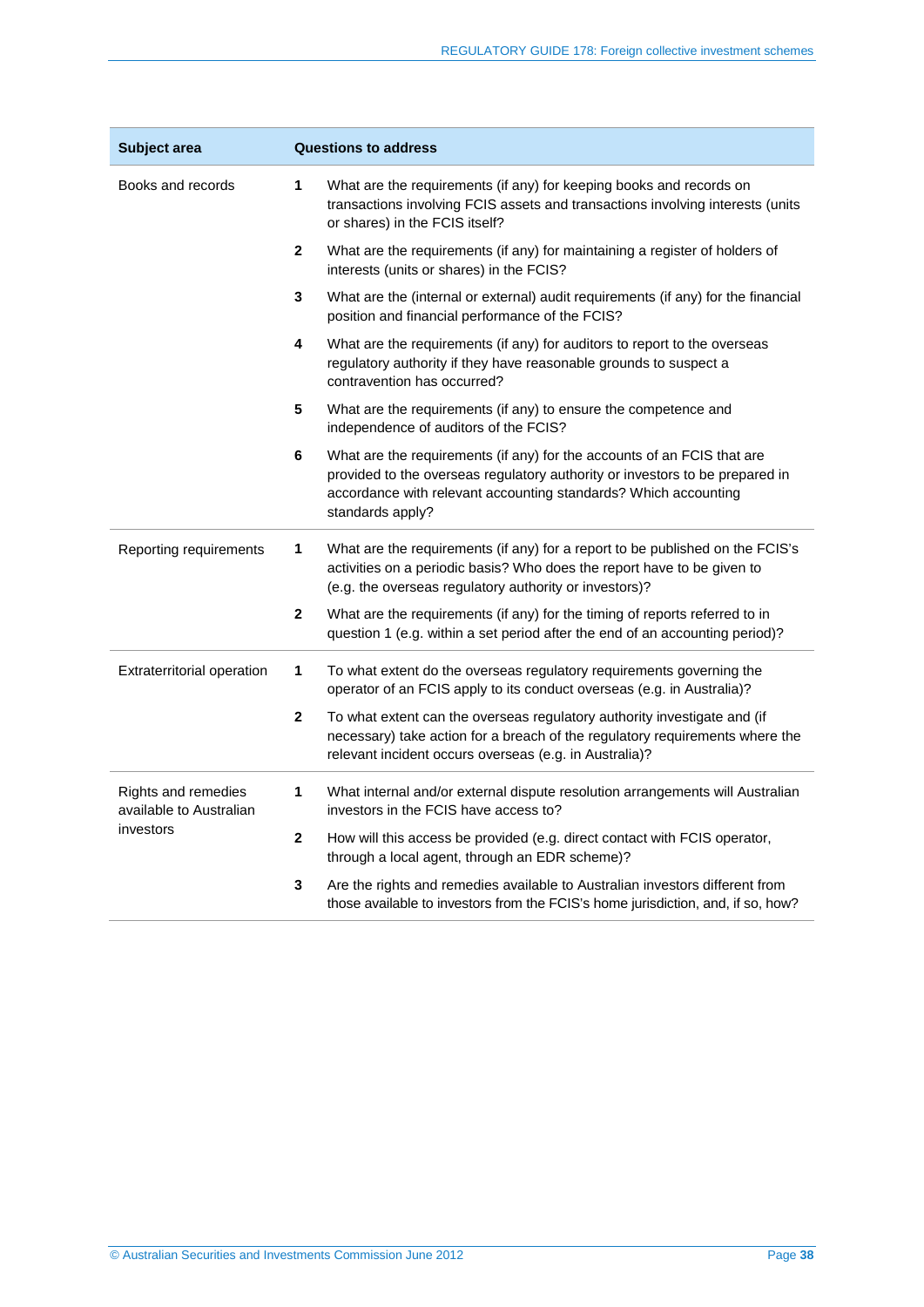| Subject area | | Questions to address |
|---|---|---|
| Books and records | **1** | What are the requirements (if any) for keeping books and records on transactions involving FCIS assets and transactions involving interests (units or shares) in the FCIS itself? |
| | **2** | What are the requirements (if any) for maintaining a register of holders of interests (units or shares) in the FCIS? |
| | **3** | What are the (internal or external) audit requirements (if any) for the financial position and financial performance of the FCIS? |
| | **4** | What are the requirements (if any) for auditors to report to the overseas regulatory authority if they have reasonable grounds to suspect a contravention has occurred? |
| | **5** | What are the requirements (if any) to ensure the competence and independence of auditors of the FCIS? |
| | **6** | What are the requirements (if any) for the accounts of an FCIS that are provided to the overseas regulatory authority or investors to be prepared in accordance with relevant accounting standards? Which accounting standards apply? |
| Reporting requirements | **1** | What are the requirements (if any) for a report to be published on the FCIS's activities on a periodic basis? Who does the report have to be given to (e.g. the overseas regulatory authority or investors)? |
| | **2** | What are the requirements (if any) for the timing of reports referred to in question 1 (e.g. within a set period after the end of an accounting period)? |
| Extraterritorial operation | **1** | To what extent do the overseas regulatory requirements governing the operator of an FCIS apply to its conduct overseas (e.g. in Australia)? |
| | **2** | To what extent can the overseas regulatory authority investigate and (if necessary) take action for a breach of the regulatory requirements where the relevant incident occurs overseas (e.g. in Australia)? |
| Rights and remedies available to Australian investors | **1** | What internal and/or external dispute resolution arrangements will Australian investors in the FCIS have access to? |
| | **2** | How will this access be provided (e.g. direct contact with FCIS operator, through a local agent, through an EDR scheme)? |
| | **3** | Are the rights and remedies available to Australian investors different from those available to investors from the FCIS's home jurisdiction, and, if so, how? |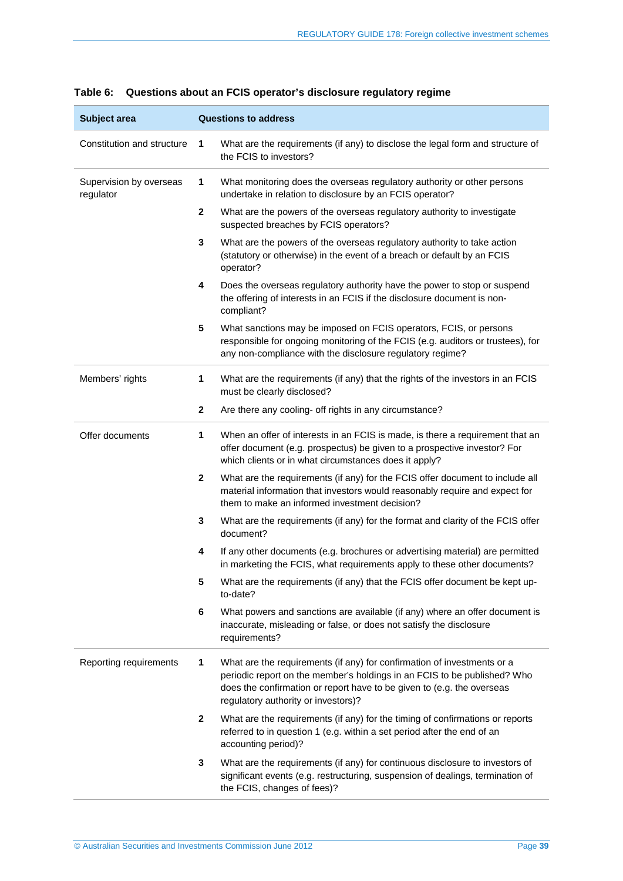**Table 6: Questions about an FCIS operator's disclosure regulatory regime**

| Subject area | | Questions to address |
|---|---|---|
| Constitution and structure | **1** | What are the requirements (if any) to disclose the legal form and structure of the FCIS to investors? |
| Supervision by overseas regulator | **1** | What monitoring does the overseas regulatory authority or other persons undertake in relation to disclosure by an FCIS operator? |
| | **2** | What are the powers of the overseas regulatory authority to investigate suspected breaches by FCIS operators? |
| | **3** | What are the powers of the overseas regulatory authority to take action (statutory or otherwise) in the event of a breach or default by an FCIS operator? |
| | **4** | Does the overseas regulatory authority have the power to stop or suspend the offering of interests in an FCIS if the disclosure document is non-compliant? |
| | **5** | What sanctions may be imposed on FCIS operators, FCIS, or persons responsible for ongoing monitoring of the FCIS (e.g. auditors or trustees), for any non-compliance with the disclosure regulatory regime? |
| Members' rights | **1** | What are the requirements (if any) that the rights of the investors in an FCIS must be clearly disclosed? |
| | **2** | Are there any cooling- off rights in any circumstance? |
| Offer documents | **1** | When an offer of interests in an FCIS is made, is there a requirement that an offer document (e.g. prospectus) be given to a prospective investor? For which clients or in what circumstances does it apply? |
| | **2** | What are the requirements (if any) for the FCIS offer document to include all material information that investors would reasonably require and expect for them to make an informed investment decision? |
| | **3** | What are the requirements (if any) for the format and clarity of the FCIS offer document? |
| | **4** | If any other documents (e.g. brochures or advertising material) are permitted in marketing the FCIS, what requirements apply to these other documents? |
| | **5** | What are the requirements (if any) that the FCIS offer document be kept up-to-date? |
| | **6** | What powers and sanctions are available (if any) where an offer document is inaccurate, misleading or false, or does not satisfy the disclosure requirements? |
| Reporting requirements | **1** | What are the requirements (if any) for confirmation of investments or a periodic report on the member's holdings in an FCIS to be published? Who does the confirmation or report have to be given to (e.g. the overseas regulatory authority or investors)? |
| | **2** | What are the requirements (if any) for the timing of confirmations or reports referred to in question 1 (e.g. within a set period after the end of an accounting period)? |
| | **3** | What are the requirements (if any) for continuous disclosure to investors of significant events (e.g. restructuring, suspension of dealings, termination of the FCIS, changes of fees)? |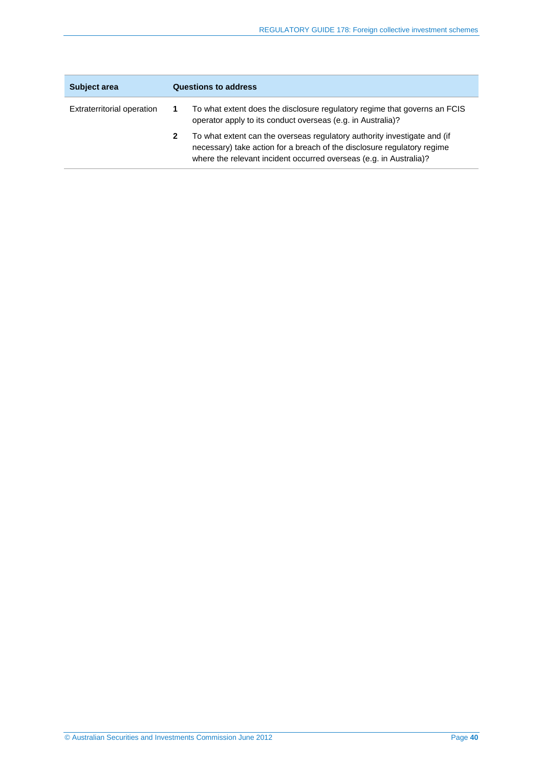| Subject area | Questions to address |
|---|---|
| Extraterritorial operation | **1** To what extent does the disclosure regulatory regime that governs an FCIS operator apply to its conduct overseas (e.g. in Australia)? |
| | **2** To what extent can the overseas regulatory authority investigate and (if necessary) take action for a breach of the disclosure regulatory regime where the relevant incident occurred overseas (e.g. in Australia)? |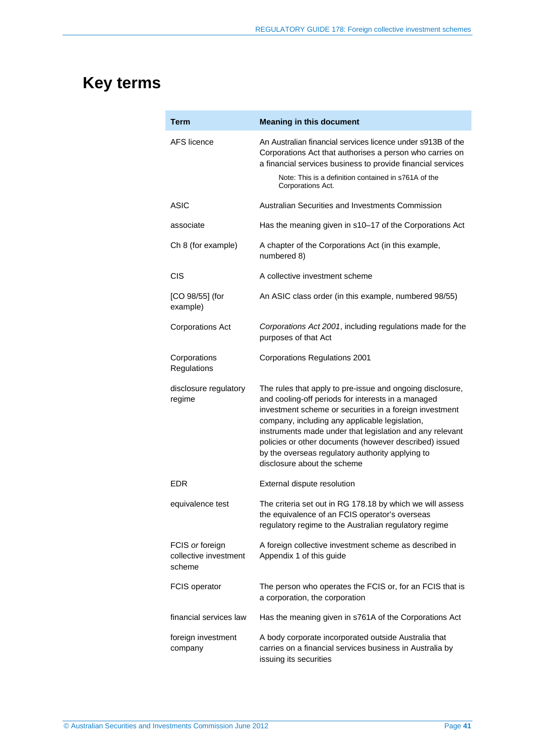# Key terms

| Term | Meaning in this document |
|---|---|
| AFS licence | An Australian financial services licence under s913B of the Corporations Act that authorises a person who carries on a financial services business to provide financial services<br><br>Note: This is a definition contained in s761A of the Corporations Act. |
| ASIC | Australian Securities and Investments Commission |
| associate | Has the meaning given in s10–17 of the Corporations Act |
| Ch 8 (for example) | A chapter of the Corporations Act (in this example, numbered 8) |
| CIS | A collective investment scheme |
| [CO 98/55] (for example) | An ASIC class order (in this example, numbered 98/55) |
| Corporations Act | *Corporations Act 2001*, including regulations made for the purposes of that Act |
| Corporations Regulations | Corporations Regulations 2001 |
| disclosure regulatory regime | The rules that apply to pre-issue and ongoing disclosure, and cooling-off periods for interests in a managed investment scheme or securities in a foreign investment company, including any applicable legislation, instruments made under that legislation and any relevant policies or other documents (however described) issued by the overseas regulatory authority applying to disclosure about the scheme |
| EDR | External dispute resolution |
| equivalence test | The criteria set out in RG 178.18 by which we will assess the equivalence of an FCIS operator's overseas regulatory regime to the Australian regulatory regime |
| FCIS *or* foreign collective investment scheme | A foreign collective investment scheme as described in Appendix 1 of this guide |
| FCIS operator | The person who operates the FCIS or, for an FCIS that is a corporation, the corporation |
| financial services law | Has the meaning given in s761A of the Corporations Act |
| foreign investment company | A body corporate incorporated outside Australia that carries on a financial services business in Australia by issuing its securities |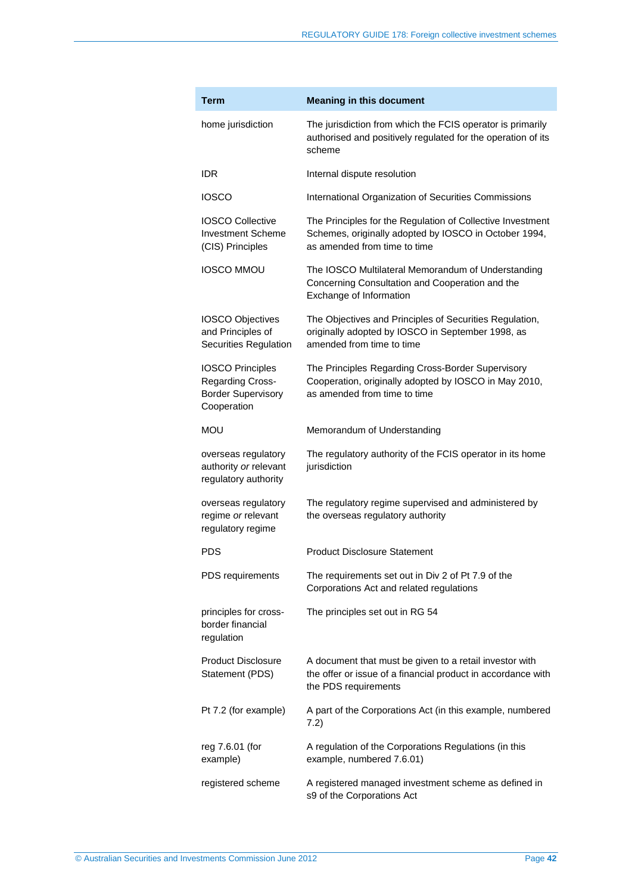| Term | Meaning in this document |
|---|---|
| home jurisdiction | The jurisdiction from which the FCIS operator is primarily authorised and positively regulated for the operation of its scheme |
| IDR | Internal dispute resolution |
| IOSCO | International Organization of Securities Commissions |
| IOSCO Collective Investment Scheme (CIS) Principles | The Principles for the Regulation of Collective Investment Schemes, originally adopted by IOSCO in October 1994, as amended from time to time |
| IOSCO MMOU | The IOSCO Multilateral Memorandum of Understanding Concerning Consultation and Cooperation and the Exchange of Information |
| IOSCO Objectives and Principles of Securities Regulation | The Objectives and Principles of Securities Regulation, originally adopted by IOSCO in September 1998, as amended from time to time |
| IOSCO Principles Regarding Cross-Border Supervisory Cooperation | The Principles Regarding Cross-Border Supervisory Cooperation, originally adopted by IOSCO in May 2010, as amended from time to time |
| MOU | Memorandum of Understanding |
| overseas regulatory authority *or* relevant regulatory authority | The regulatory authority of the FCIS operator in its home jurisdiction |
| overseas regulatory regime *or* relevant regulatory regime | The regulatory regime supervised and administered by the overseas regulatory authority |
| PDS | Product Disclosure Statement |
| PDS requirements | The requirements set out in Div 2 of Pt 7.9 of the Corporations Act and related regulations |
| principles for cross-border financial regulation | The principles set out in RG 54 |
| Product Disclosure Statement (PDS) | A document that must be given to a retail investor with the offer or issue of a financial product in accordance with the PDS requirements |
| Pt 7.2 (for example) | A part of the Corporations Act (in this example, numbered 7.2) |
| reg 7.6.01 (for example) | A regulation of the Corporations Regulations (in this example, numbered 7.6.01) |
| registered scheme | A registered managed investment scheme as defined in s9 of the Corporations Act |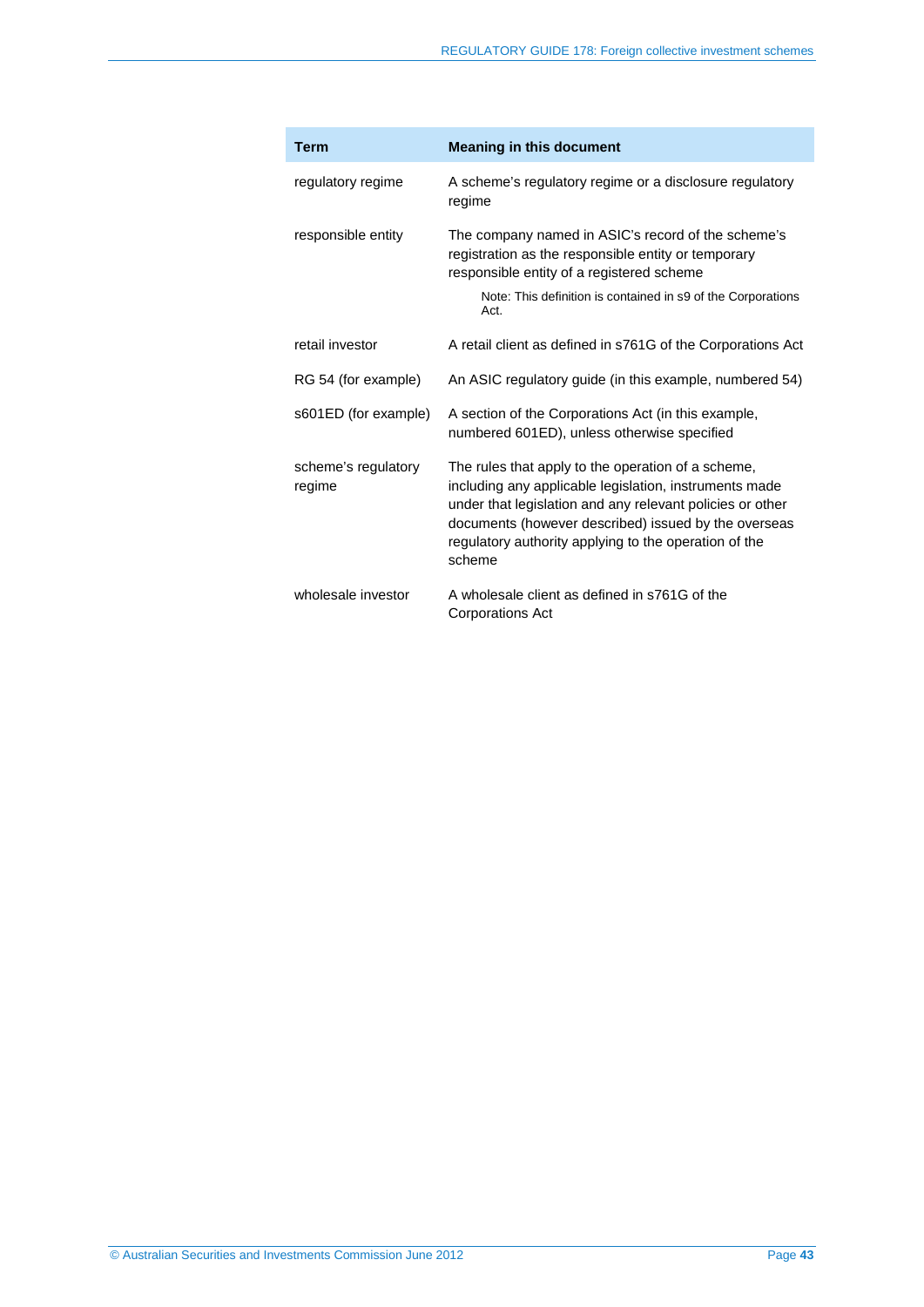| Term | Meaning in this document |
|---|---|
| regulatory regime | A scheme's regulatory regime or a disclosure regulatory regime |
| responsible entity | The company named in ASIC's record of the scheme's registration as the responsible entity or temporary responsible entity of a registered scheme<br><br>Note: This definition is contained in s9 of the Corporations Act. |
| retail investor | A retail client as defined in s761G of the Corporations Act |
| RG 54 (for example) | An ASIC regulatory guide (in this example, numbered 54) |
| s601ED (for example) | A section of the Corporations Act (in this example, numbered 601ED), unless otherwise specified |
| scheme's regulatory regime | The rules that apply to the operation of a scheme, including any applicable legislation, instruments made under that legislation and any relevant policies or other documents (however described) issued by the overseas regulatory authority applying to the operation of the scheme |
| wholesale investor | A wholesale client as defined in s761G of the Corporations Act |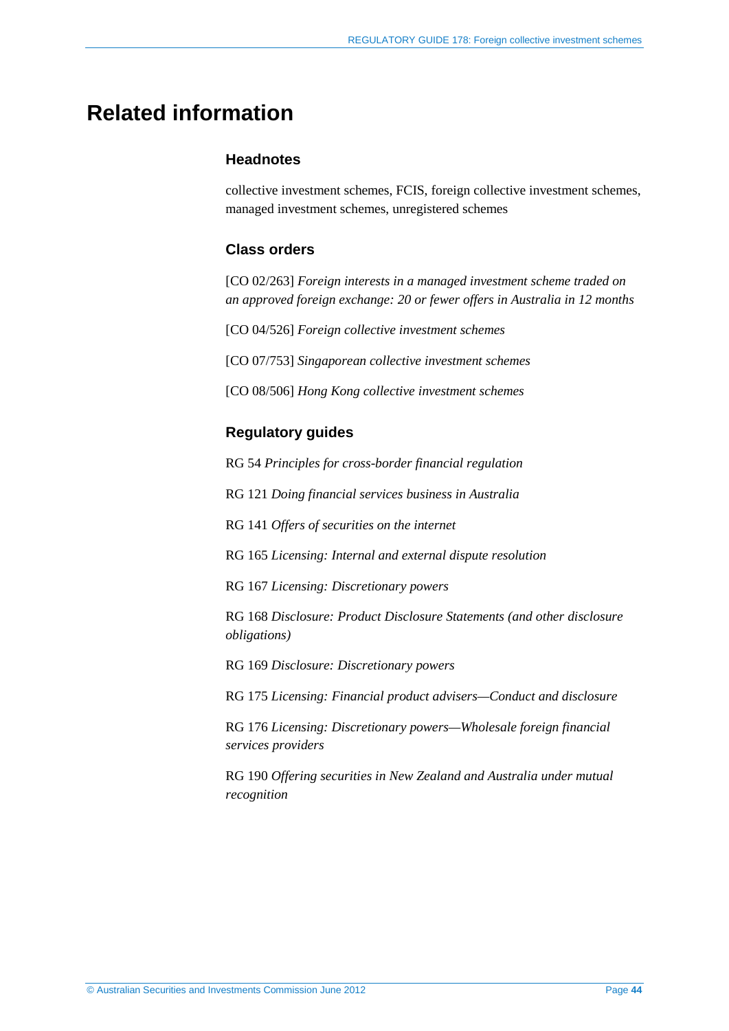# Related information

### Headnotes

collective investment schemes, FCIS, foreign collective investment schemes, managed investment schemes, unregistered schemes

### Class orders

[CO 02/263] *Foreign interests in a managed investment scheme traded on an approved foreign exchange: 20 or fewer offers in Australia in 12 months*

[CO 04/526] *Foreign collective investment schemes*

[CO 07/753] *Singaporean collective investment schemes*

[CO 08/506] *Hong Kong collective investment schemes*

### Regulatory guides

RG 54 *Principles for cross-border financial regulation*

RG 121 *Doing financial services business in Australia*

RG 141 *Offers of securities on the internet*

RG 165 *Licensing: Internal and external dispute resolution*

RG 167 *Licensing: Discretionary powers*

RG 168 *Disclosure: Product Disclosure Statements (and other disclosure obligations)*

RG 169 *Disclosure: Discretionary powers*

RG 175 *Licensing: Financial product advisers—Conduct and disclosure*

RG 176 *Licensing: Discretionary powers—Wholesale foreign financial services providers*

RG 190 *Offering securities in New Zealand and Australia under mutual recognition*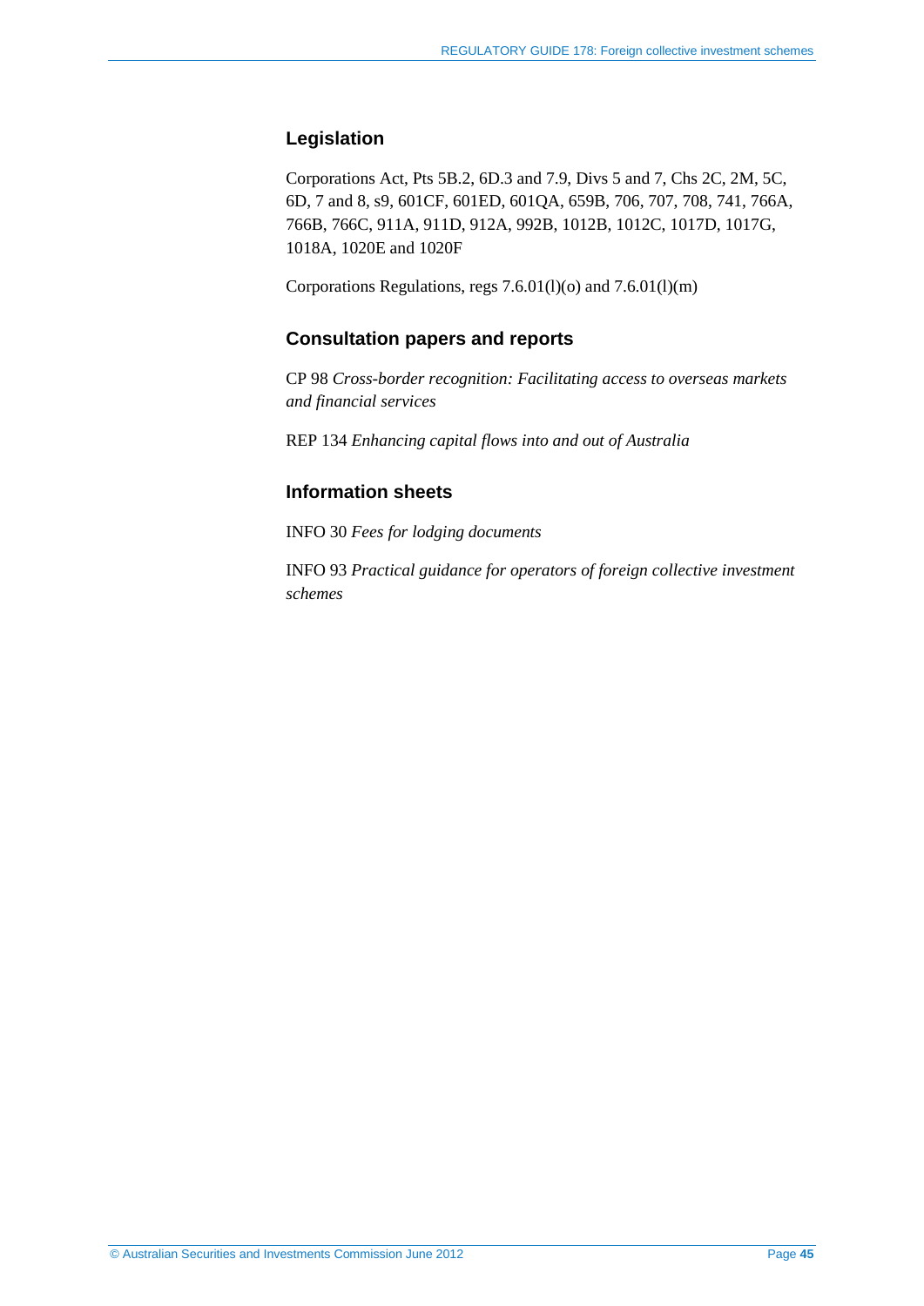## Legislation

Corporations Act, Pts 5B.2, 6D.3 and 7.9, Divs 5 and 7, Chs 2C, 2M, 5C, 6D, 7 and 8, s9, 601CF, 601ED, 601QA, 659B, 706, 707, 708, 741, 766A, 766B, 766C, 911A, 911D, 912A, 992B, 1012B, 1012C, 1017D, 1017G, 1018A, 1020E and 1020F

Corporations Regulations, regs 7.6.01(l)(o) and 7.6.01(l)(m)

## Consultation papers and reports

CP 98 *Cross-border recognition: Facilitating access to overseas markets and financial services*

REP 134 *Enhancing capital flows into and out of Australia*

## Information sheets

INFO 30 *Fees for lodging documents*

INFO 93 *Practical guidance for operators of foreign collective investment schemes*